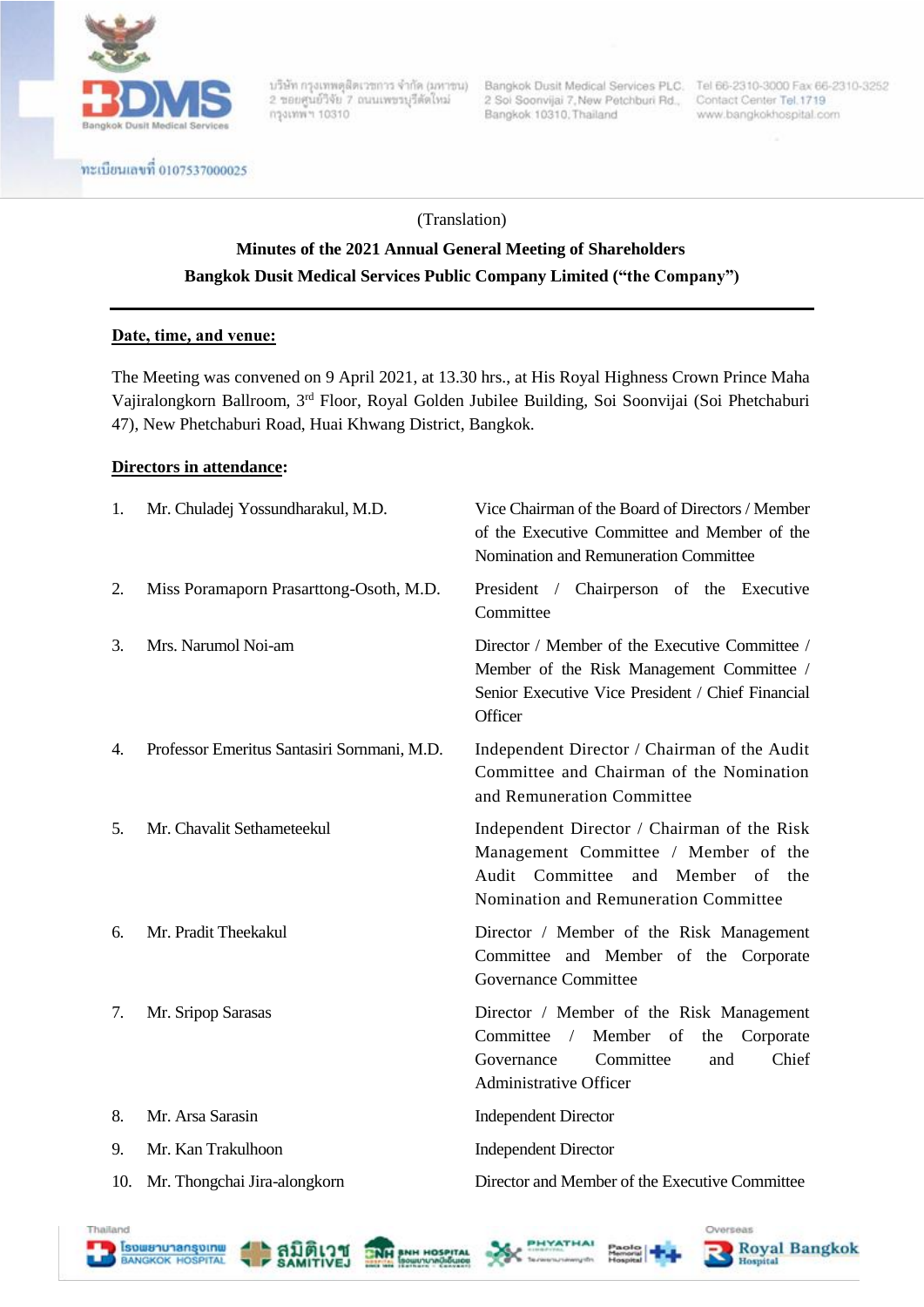(Translation)

**Minutes of the 2021 Annual General Meeting of Shareholders**
**Bangkok Dusit Medical Services Public Company Limited ("the Company")**

---

**Date, time, and venue:**

The Meeting was convened on 9 April 2021, at 13.30 hrs., at His Royal Highness Crown Prince Maha Vajiralongkorn Ballroom, 3rd Floor, Royal Golden Jubilee Building, Soi Soonvijai (Soi Phetchaburi 47), New Phetchaburi Road, Huai Khwang District, Bangkok.

**Directors in attendance:**

| | Name | Position |
|---|---|---|
| 1. | Mr. Chuladej Yossundharakul, M.D. | Vice Chairman of the Board of Directors / Member of the Executive Committee and Member of the Nomination and Remuneration Committee |
| 2. | Miss Poramaporn Prasarttong-Osoth, M.D. | President / Chairperson of the Executive Committee |
| 3. | Mrs. Narumol Noi-am | Director / Member of the Executive Committee / Member of the Risk Management Committee / Senior Executive Vice President / Chief Financial Officer |
| 4. | Professor Emeritus Santasiri Sornmani, M.D. | Independent Director / Chairman of the Audit Committee and Chairman of the Nomination and Remuneration Committee |
| 5. | Mr. Chavalit Sethameteekul | Independent Director / Chairman of the Risk Management Committee / Member of the Audit Committee and Member of the Nomination and Remuneration Committee |
| 6. | Mr. Pradit Theekakul | Director / Member of the Risk Management Committee and Member of the Corporate Governance Committee |
| 7. | Mr. Sripop Sarasas | Director / Member of the Risk Management Committee / Member of the Corporate Governance Committee and Chief Administrative Officer |
| 8. | Mr. Arsa Sarasin | Independent Director |
| 9. | Mr. Kan Trakulhoon | Independent Director |
| 10. | Mr. Thongchai Jira-alongkorn | Director and Member of the Executive Committee |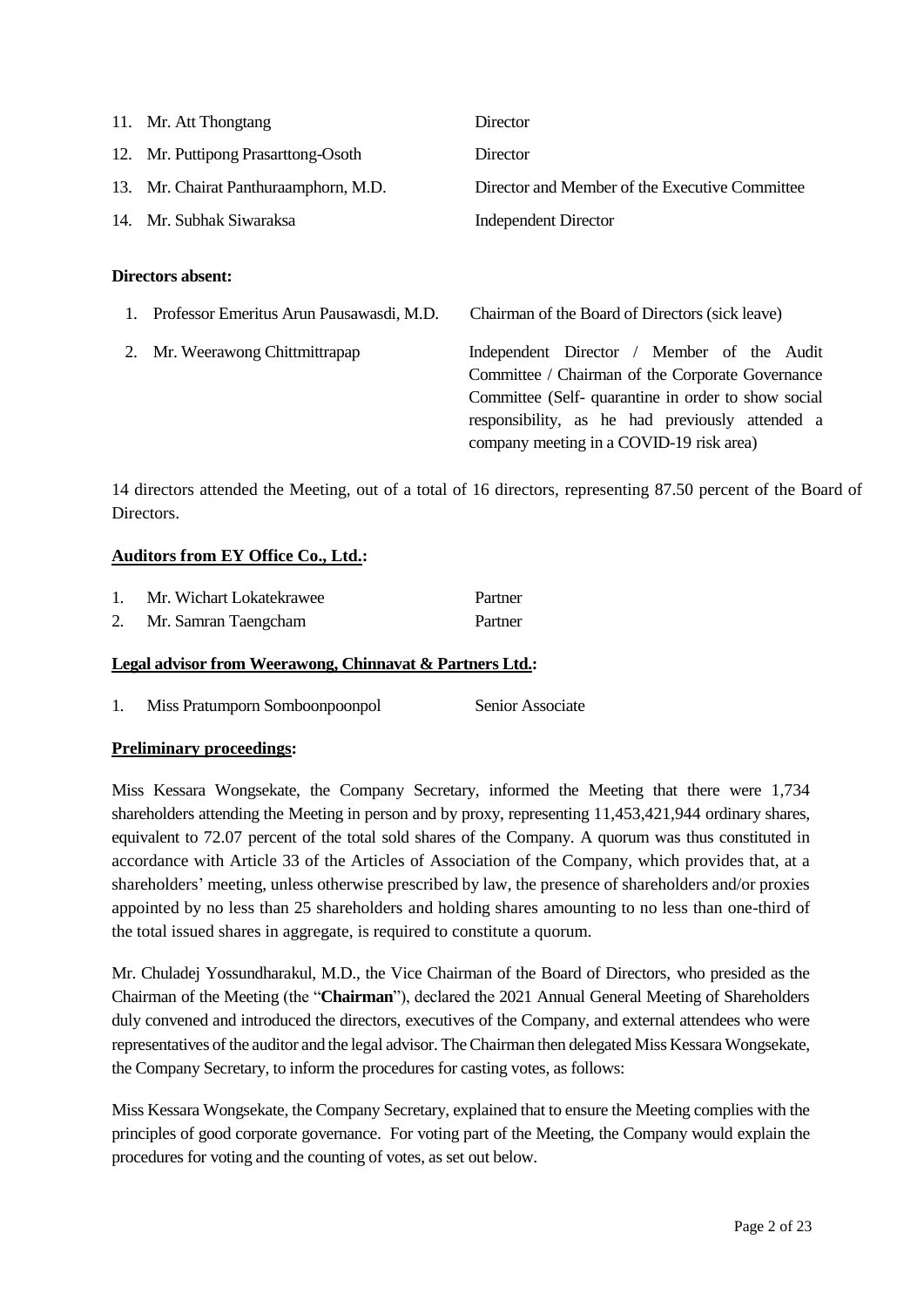| | | |
|---|---|---|
| 11. | Mr. Att Thongtang | Director |
| 12. | Mr. Puttipong Prasarttong-Osoth | Director |
| 13. | Mr. Chairat Panthuraamphorn, M.D. | Director and Member of the Executive Committee |
| 14. | Mr. Subhak Siwaraksa | Independent Director |

**Directors absent:**

| | | |
|---|---|---|
| 1. | Professor Emeritus Arun Pausawasdi, M.D. | Chairman of the Board of Directors (sick leave) |
| 2. | Mr. Weerawong Chittmittrapap | Independent Director / Member of the Audit Committee / Chairman of the Corporate Governance Committee (Self- quarantine in order to show social responsibility, as he had previously attended a company meeting in a COVID-19 risk area) |

14 directors attended the Meeting, out of a total of 16 directors, representing 87.50 percent of the Board of Directors.

**Auditors from EY Office Co., Ltd.:**

| | | |
|---|---|---|
| 1. | Mr. Wichart Lokatekrawee | Partner |
| 2. | Mr. Samran Taengcham | Partner |

**Legal advisor from Weerawong, Chinnavat & Partners Ltd.:**

| | | |
|---|---|---|
| 1. | Miss Pratumporn Somboonpoonpol | Senior Associate |

**Preliminary proceedings:**

Miss Kessara Wongsekate, the Company Secretary, informed the Meeting that there were 1,734 shareholders attending the Meeting in person and by proxy, representing 11,453,421,944 ordinary shares, equivalent to 72.07 percent of the total sold shares of the Company. A quorum was thus constituted in accordance with Article 33 of the Articles of Association of the Company, which provides that, at a shareholders' meeting, unless otherwise prescribed by law, the presence of shareholders and/or proxies appointed by no less than 25 shareholders and holding shares amounting to no less than one-third of the total issued shares in aggregate, is required to constitute a quorum.

Mr. Chuladej Yossundharakul, M.D., the Vice Chairman of the Board of Directors, who presided as the Chairman of the Meeting (the "**Chairman**"), declared the 2021 Annual General Meeting of Shareholders duly convened and introduced the directors, executives of the Company, and external attendees who were representatives of the auditor and the legal advisor. The Chairman then delegated Miss Kessara Wongsekate, the Company Secretary, to inform the procedures for casting votes, as follows:

Miss Kessara Wongsekate, the Company Secretary, explained that to ensure the Meeting complies with the principles of good corporate governance. For voting part of the Meeting, the Company would explain the procedures for voting and the counting of votes, as set out below.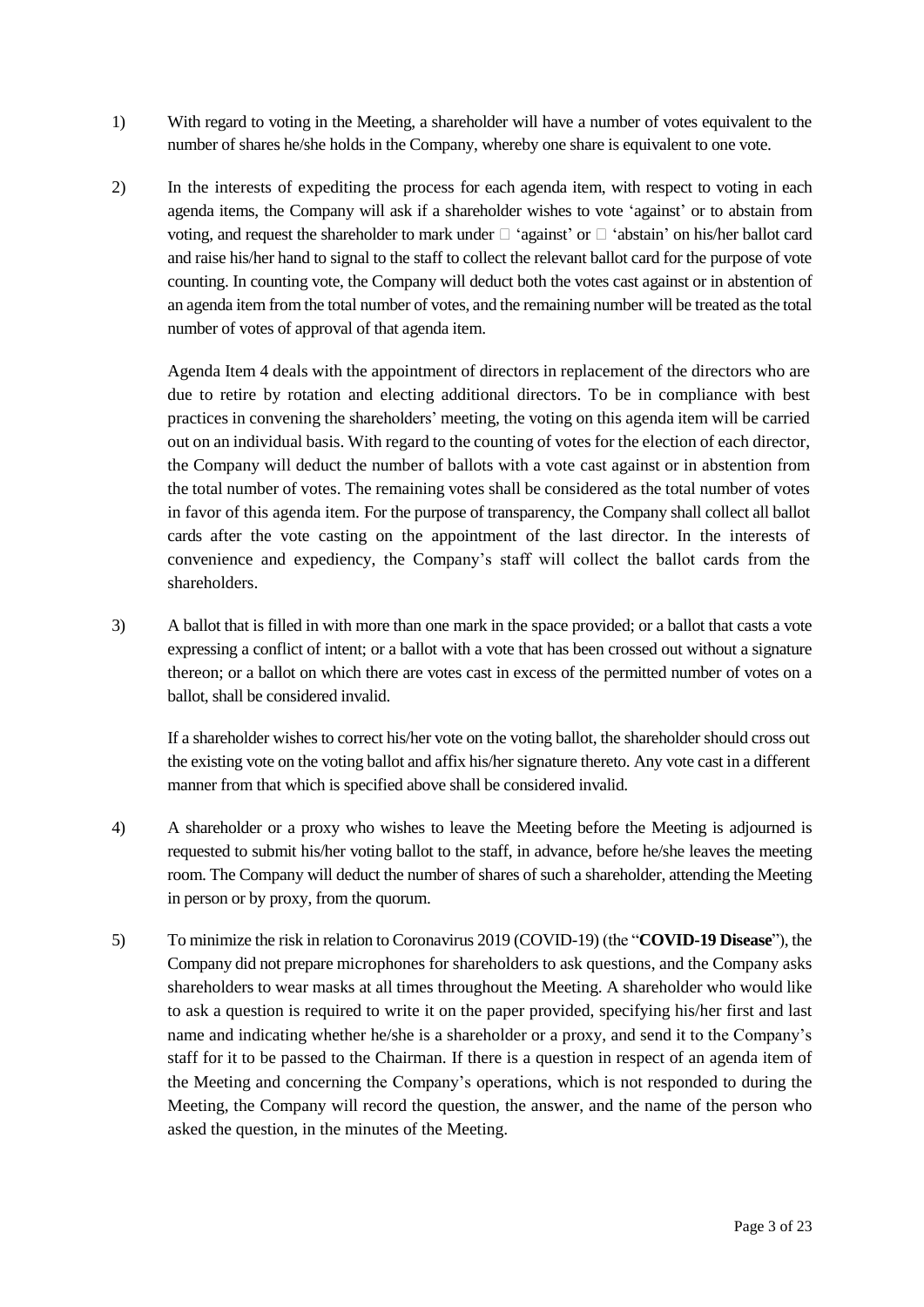1) With regard to voting in the Meeting, a shareholder will have a number of votes equivalent to the number of shares he/she holds in the Company, whereby one share is equivalent to one vote.

2) In the interests of expediting the process for each agenda item, with respect to voting in each agenda items, the Company will ask if a shareholder wishes to vote 'against' or to abstain from voting, and request the shareholder to mark under □ 'against' or □ 'abstain' on his/her ballot card and raise his/her hand to signal to the staff to collect the relevant ballot card for the purpose of vote counting. In counting vote, the Company will deduct both the votes cast against or in abstention of an agenda item from the total number of votes, and the remaining number will be treated as the total number of votes of approval of that agenda item.

   Agenda Item 4 deals with the appointment of directors in replacement of the directors who are due to retire by rotation and electing additional directors. To be in compliance with best practices in convening the shareholders' meeting, the voting on this agenda item will be carried out on an individual basis. With regard to the counting of votes for the election of each director, the Company will deduct the number of ballots with a vote cast against or in abstention from the total number of votes. The remaining votes shall be considered as the total number of votes in favor of this agenda item. For the purpose of transparency, the Company shall collect all ballot cards after the vote casting on the appointment of the last director. In the interests of convenience and expediency, the Company's staff will collect the ballot cards from the shareholders.

3) A ballot that is filled in with more than one mark in the space provided; or a ballot that casts a vote expressing a conflict of intent; or a ballot with a vote that has been crossed out without a signature thereon; or a ballot on which there are votes cast in excess of the permitted number of votes on a ballot, shall be considered invalid.

   If a shareholder wishes to correct his/her vote on the voting ballot, the shareholder should cross out the existing vote on the voting ballot and affix his/her signature thereto. Any vote cast in a different manner from that which is specified above shall be considered invalid.

4) A shareholder or a proxy who wishes to leave the Meeting before the Meeting is adjourned is requested to submit his/her voting ballot to the staff, in advance, before he/she leaves the meeting room. The Company will deduct the number of shares of such a shareholder, attending the Meeting in person or by proxy, from the quorum.

5) To minimize the risk in relation to Coronavirus 2019 (COVID-19) (the "**COVID-19 Disease**"), the Company did not prepare microphones for shareholders to ask questions, and the Company asks shareholders to wear masks at all times throughout the Meeting. A shareholder who would like to ask a question is required to write it on the paper provided, specifying his/her first and last name and indicating whether he/she is a shareholder or a proxy, and send it to the Company's staff for it to be passed to the Chairman. If there is a question in respect of an agenda item of the Meeting and concerning the Company's operations, which is not responded to during the Meeting, the Company will record the question, the answer, and the name of the person who asked the question, in the minutes of the Meeting.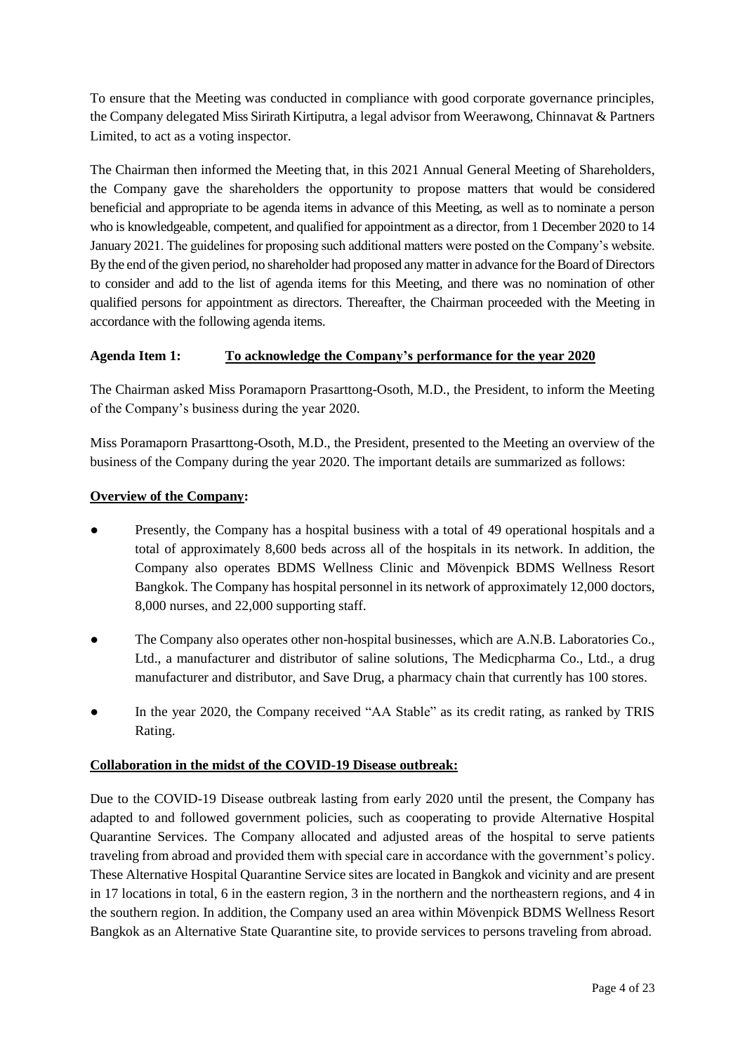To ensure that the Meeting was conducted in compliance with good corporate governance principles, the Company delegated Miss Sirirath Kirtiputra, a legal advisor from Weerawong, Chinnavat & Partners Limited, to act as a voting inspector.

The Chairman then informed the Meeting that, in this 2021 Annual General Meeting of Shareholders, the Company gave the shareholders the opportunity to propose matters that would be considered beneficial and appropriate to be agenda items in advance of this Meeting, as well as to nominate a person who is knowledgeable, competent, and qualified for appointment as a director, from 1 December 2020 to 14 January 2021. The guidelines for proposing such additional matters were posted on the Company's website. By the end of the given period, no shareholder had proposed any matter in advance for the Board of Directors to consider and add to the list of agenda items for this Meeting, and there was no nomination of other qualified persons for appointment as directors. Thereafter, the Chairman proceeded with the Meeting in accordance with the following agenda items.

**Agenda Item 1:** **<u>To acknowledge the Company's performance for the year 2020</u>**

The Chairman asked Miss Poramaporn Prasarttong-Osoth, M.D., the President, to inform the Meeting of the Company's business during the year 2020.

Miss Poramaporn Prasarttong-Osoth, M.D., the President, presented to the Meeting an overview of the business of the Company during the year 2020. The important details are summarized as follows:

**<u>Overview of the Company</u>:**

- Presently, the Company has a hospital business with a total of 49 operational hospitals and a total of approximately 8,600 beds across all of the hospitals in its network. In addition, the Company also operates BDMS Wellness Clinic and Mövenpick BDMS Wellness Resort Bangkok. The Company has hospital personnel in its network of approximately 12,000 doctors, 8,000 nurses, and 22,000 supporting staff.
- The Company also operates other non-hospital businesses, which are A.N.B. Laboratories Co., Ltd., a manufacturer and distributor of saline solutions, The Medicpharma Co., Ltd., a drug manufacturer and distributor, and Save Drug, a pharmacy chain that currently has 100 stores.
- In the year 2020, the Company received "AA Stable" as its credit rating, as ranked by TRIS Rating.

**<u>Collaboration in the midst of the COVID-19 Disease outbreak:</u>**

Due to the COVID-19 Disease outbreak lasting from early 2020 until the present, the Company has adapted to and followed government policies, such as cooperating to provide Alternative Hospital Quarantine Services. The Company allocated and adjusted areas of the hospital to serve patients traveling from abroad and provided them with special care in accordance with the government's policy. These Alternative Hospital Quarantine Service sites are located in Bangkok and vicinity and are present in 17 locations in total, 6 in the eastern region, 3 in the northern and the northeastern regions, and 4 in the southern region. In addition, the Company used an area within Mövenpick BDMS Wellness Resort Bangkok as an Alternative State Quarantine site, to provide services to persons traveling from abroad.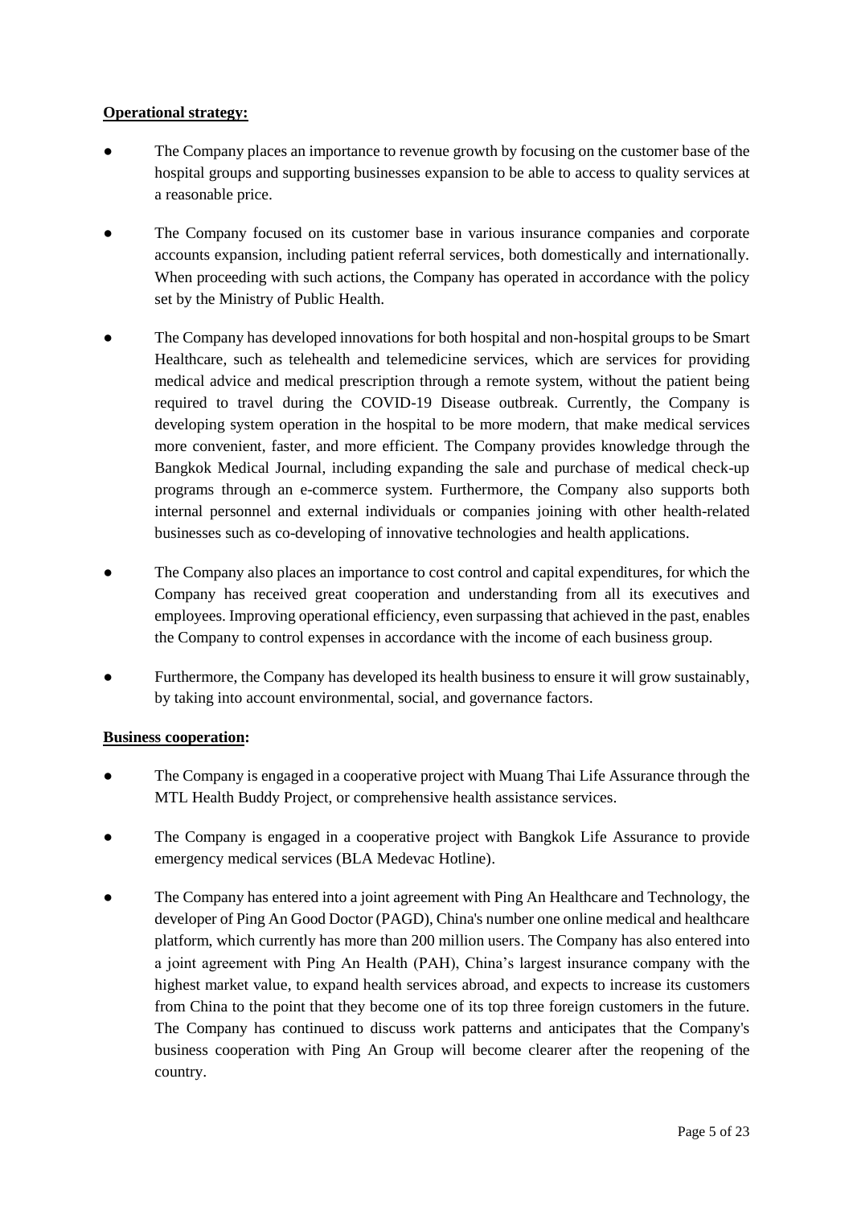**Operational strategy:**

- The Company places an importance to revenue growth by focusing on the customer base of the hospital groups and supporting businesses expansion to be able to access to quality services at a reasonable price.
- The Company focused on its customer base in various insurance companies and corporate accounts expansion, including patient referral services, both domestically and internationally. When proceeding with such actions, the Company has operated in accordance with the policy set by the Ministry of Public Health.
- The Company has developed innovations for both hospital and non-hospital groups to be Smart Healthcare, such as telehealth and telemedicine services, which are services for providing medical advice and medical prescription through a remote system, without the patient being required to travel during the COVID-19 Disease outbreak. Currently, the Company is developing system operation in the hospital to be more modern, that make medical services more convenient, faster, and more efficient. The Company provides knowledge through the Bangkok Medical Journal, including expanding the sale and purchase of medical check-up programs through an e-commerce system. Furthermore, the Company also supports both internal personnel and external individuals or companies joining with other health-related businesses such as co-developing of innovative technologies and health applications.
- The Company also places an importance to cost control and capital expenditures, for which the Company has received great cooperation and understanding from all its executives and employees. Improving operational efficiency, even surpassing that achieved in the past, enables the Company to control expenses in accordance with the income of each business group.
- Furthermore, the Company has developed its health business to ensure it will grow sustainably, by taking into account environmental, social, and governance factors.

**Business cooperation:**

- The Company is engaged in a cooperative project with Muang Thai Life Assurance through the MTL Health Buddy Project, or comprehensive health assistance services.
- The Company is engaged in a cooperative project with Bangkok Life Assurance to provide emergency medical services (BLA Medevac Hotline).
- The Company has entered into a joint agreement with Ping An Healthcare and Technology, the developer of Ping An Good Doctor (PAGD), China's number one online medical and healthcare platform, which currently has more than 200 million users. The Company has also entered into a joint agreement with Ping An Health (PAH), China's largest insurance company with the highest market value, to expand health services abroad, and expects to increase its customers from China to the point that they become one of its top three foreign customers in the future. The Company has continued to discuss work patterns and anticipates that the Company's business cooperation with Ping An Group will become clearer after the reopening of the country.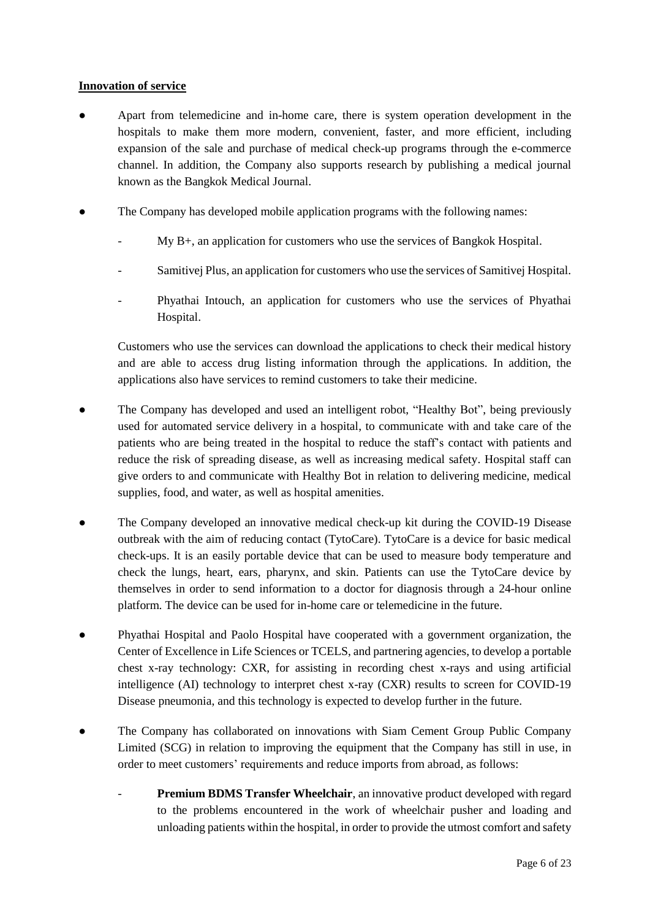**Innovation of service**

- Apart from telemedicine and in-home care, there is system operation development in the hospitals to make them more modern, convenient, faster, and more efficient, including expansion of the sale and purchase of medical check-up programs through the e-commerce channel. In addition, the Company also supports research by publishing a medical journal known as the Bangkok Medical Journal.

- The Company has developed mobile application programs with the following names:

  - My B+, an application for customers who use the services of Bangkok Hospital.
  - Samitivej Plus, an application for customers who use the services of Samitivej Hospital.
  - Phyathai Intouch, an application for customers who use the services of Phyathai Hospital.

  Customers who use the services can download the applications to check their medical history and are able to access drug listing information through the applications. In addition, the applications also have services to remind customers to take their medicine.

- The Company has developed and used an intelligent robot, "Healthy Bot", being previously used for automated service delivery in a hospital, to communicate with and take care of the patients who are being treated in the hospital to reduce the staff's contact with patients and reduce the risk of spreading disease, as well as increasing medical safety. Hospital staff can give orders to and communicate with Healthy Bot in relation to delivering medicine, medical supplies, food, and water, as well as hospital amenities.

- The Company developed an innovative medical check-up kit during the COVID-19 Disease outbreak with the aim of reducing contact (TytoCare). TytoCare is a device for basic medical check-ups. It is an easily portable device that can be used to measure body temperature and check the lungs, heart, ears, pharynx, and skin. Patients can use the TytoCare device by themselves in order to send information to a doctor for diagnosis through a 24-hour online platform. The device can be used for in-home care or telemedicine in the future.

- Phyathai Hospital and Paolo Hospital have cooperated with a government organization, the Center of Excellence in Life Sciences or TCELS, and partnering agencies, to develop a portable chest x-ray technology: CXR, for assisting in recording chest x-rays and using artificial intelligence (AI) technology to interpret chest x-ray (CXR) results to screen for COVID-19 Disease pneumonia, and this technology is expected to develop further in the future.

- The Company has collaborated on innovations with Siam Cement Group Public Company Limited (SCG) in relation to improving the equipment that the Company has still in use, in order to meet customers' requirements and reduce imports from abroad, as follows:

  - **Premium BDMS Transfer Wheelchair**, an innovative product developed with regard to the problems encountered in the work of wheelchair pusher and loading and unloading patients within the hospital, in order to provide the utmost comfort and safety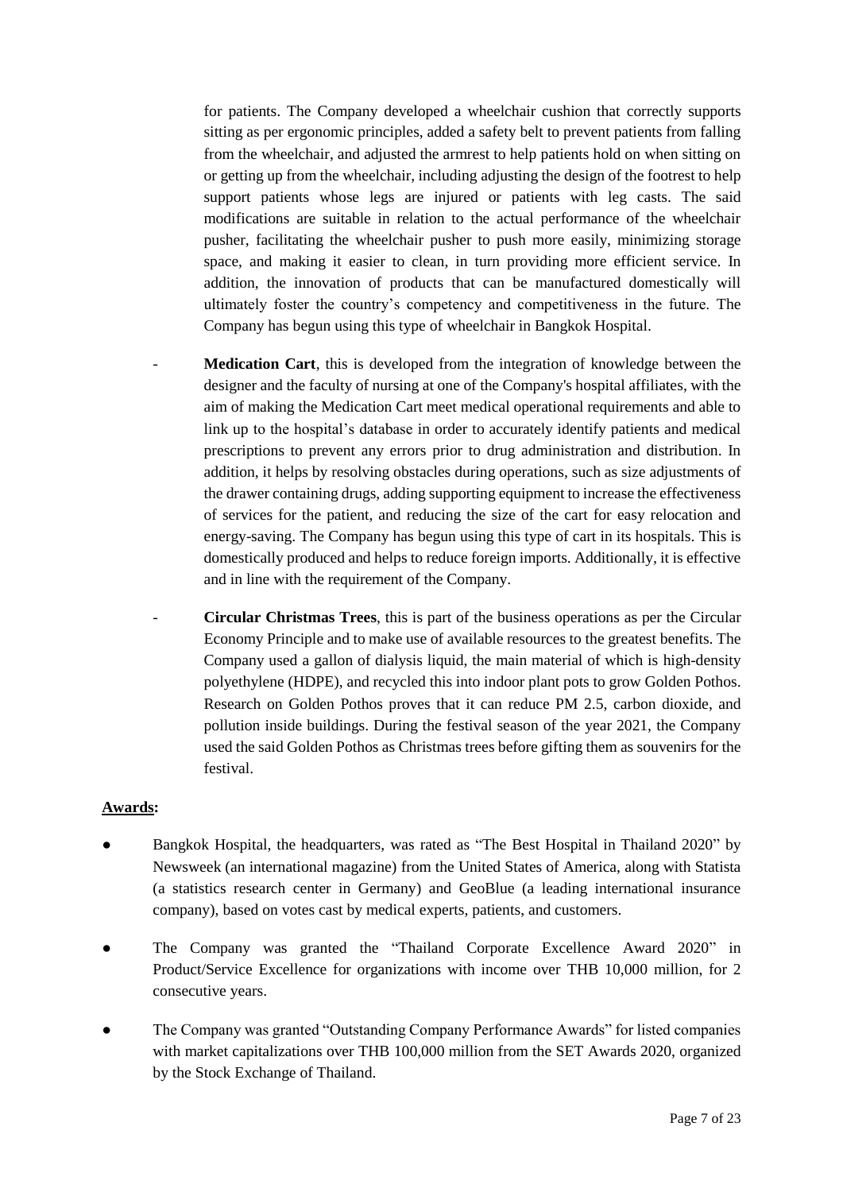for patients. The Company developed a wheelchair cushion that correctly supports sitting as per ergonomic principles, added a safety belt to prevent patients from falling from the wheelchair, and adjusted the armrest to help patients hold on when sitting on or getting up from the wheelchair, including adjusting the design of the footrest to help support patients whose legs are injured or patients with leg casts. The said modifications are suitable in relation to the actual performance of the wheelchair pusher, facilitating the wheelchair pusher to push more easily, minimizing storage space, and making it easier to clean, in turn providing more efficient service. In addition, the innovation of products that can be manufactured domestically will ultimately foster the country's competency and competitiveness in the future. The Company has begun using this type of wheelchair in Bangkok Hospital.

- **Medication Cart**, this is developed from the integration of knowledge between the designer and the faculty of nursing at one of the Company's hospital affiliates, with the aim of making the Medication Cart meet medical operational requirements and able to link up to the hospital's database in order to accurately identify patients and medical prescriptions to prevent any errors prior to drug administration and distribution. In addition, it helps by resolving obstacles during operations, such as size adjustments of the drawer containing drugs, adding supporting equipment to increase the effectiveness of services for the patient, and reducing the size of the cart for easy relocation and energy-saving. The Company has begun using this type of cart in its hospitals. This is domestically produced and helps to reduce foreign imports. Additionally, it is effective and in line with the requirement of the Company.

- **Circular Christmas Trees**, this is part of the business operations as per the Circular Economy Principle and to make use of available resources to the greatest benefits. The Company used a gallon of dialysis liquid, the main material of which is high-density polyethylene (HDPE), and recycled this into indoor plant pots to grow Golden Pothos. Research on Golden Pothos proves that it can reduce PM 2.5, carbon dioxide, and pollution inside buildings. During the festival season of the year 2021, the Company used the said Golden Pothos as Christmas trees before gifting them as souvenirs for the festival.

**Awards:**

- Bangkok Hospital, the headquarters, was rated as "The Best Hospital in Thailand 2020" by Newsweek (an international magazine) from the United States of America, along with Statista (a statistics research center in Germany) and GeoBlue (a leading international insurance company), based on votes cast by medical experts, patients, and customers.
- The Company was granted the "Thailand Corporate Excellence Award 2020" in Product/Service Excellence for organizations with income over THB 10,000 million, for 2 consecutive years.
- The Company was granted "Outstanding Company Performance Awards" for listed companies with market capitalizations over THB 100,000 million from the SET Awards 2020, organized by the Stock Exchange of Thailand.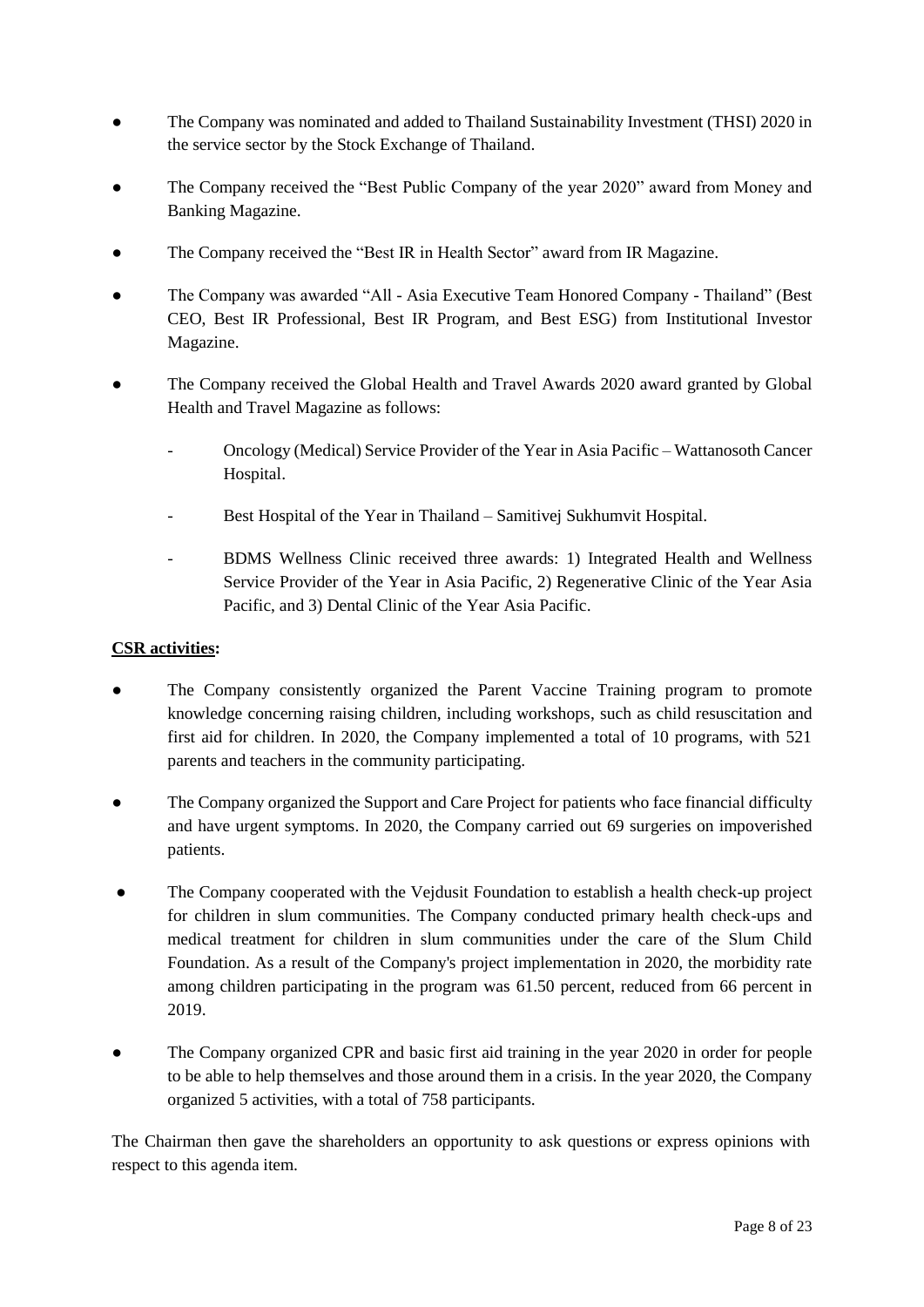- The Company was nominated and added to Thailand Sustainability Investment (THSI) 2020 in the service sector by the Stock Exchange of Thailand.
- The Company received the "Best Public Company of the year 2020" award from Money and Banking Magazine.
- The Company received the "Best IR in Health Sector" award from IR Magazine.
- The Company was awarded "All - Asia Executive Team Honored Company - Thailand" (Best CEO, Best IR Professional, Best IR Program, and Best ESG) from Institutional Investor Magazine.
- The Company received the Global Health and Travel Awards 2020 award granted by Global Health and Travel Magazine as follows:
  - Oncology (Medical) Service Provider of the Year in Asia Pacific – Wattanosoth Cancer Hospital.
  - Best Hospital of the Year in Thailand – Samitivej Sukhumvit Hospital.
  - BDMS Wellness Clinic received three awards: 1) Integrated Health and Wellness Service Provider of the Year in Asia Pacific, 2) Regenerative Clinic of the Year Asia Pacific, and 3) Dental Clinic of the Year Asia Pacific.

**CSR activities:**

- The Company consistently organized the Parent Vaccine Training program to promote knowledge concerning raising children, including workshops, such as child resuscitation and first aid for children. In 2020, the Company implemented a total of 10 programs, with 521 parents and teachers in the community participating.
- The Company organized the Support and Care Project for patients who face financial difficulty and have urgent symptoms. In 2020, the Company carried out 69 surgeries on impoverished patients.
- The Company cooperated with the Vejdusit Foundation to establish a health check-up project for children in slum communities. The Company conducted primary health check-ups and medical treatment for children in slum communities under the care of the Slum Child Foundation. As a result of the Company's project implementation in 2020, the morbidity rate among children participating in the program was 61.50 percent, reduced from 66 percent in 2019.
- The Company organized CPR and basic first aid training in the year 2020 in order for people to be able to help themselves and those around them in a crisis. In the year 2020, the Company organized 5 activities, with a total of 758 participants.

The Chairman then gave the shareholders an opportunity to ask questions or express opinions with respect to this agenda item.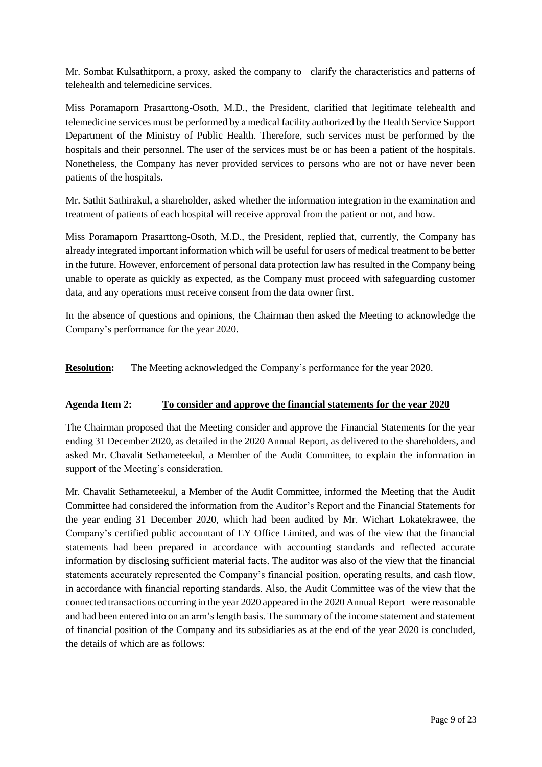Mr. Sombat Kulsathitporn, a proxy, asked the company to clarify the characteristics and patterns of telehealth and telemedicine services.

Miss Poramaporn Prasarttong-Osoth, M.D., the President, clarified that legitimate telehealth and telemedicine services must be performed by a medical facility authorized by the Health Service Support Department of the Ministry of Public Health. Therefore, such services must be performed by the hospitals and their personnel. The user of the services must be or has been a patient of the hospitals. Nonetheless, the Company has never provided services to persons who are not or have never been patients of the hospitals.

Mr. Sathit Sathirakul, a shareholder, asked whether the information integration in the examination and treatment of patients of each hospital will receive approval from the patient or not, and how.

Miss Poramaporn Prasarttong-Osoth, M.D., the President, replied that, currently, the Company has already integrated important information which will be useful for users of medical treatment to be better in the future. However, enforcement of personal data protection law has resulted in the Company being unable to operate as quickly as expected, as the Company must proceed with safeguarding customer data, and any operations must receive consent from the data owner first.

In the absence of questions and opinions, the Chairman then asked the Meeting to acknowledge the Company's performance for the year 2020.

**Resolution:** The Meeting acknowledged the Company's performance for the year 2020.

**Agenda Item 2: To consider and approve the financial statements for the year 2020**

The Chairman proposed that the Meeting consider and approve the Financial Statements for the year ending 31 December 2020, as detailed in the 2020 Annual Report, as delivered to the shareholders, and asked Mr. Chavalit Sethameteekul, a Member of the Audit Committee, to explain the information in support of the Meeting's consideration.

Mr. Chavalit Sethameteekul, a Member of the Audit Committee, informed the Meeting that the Audit Committee had considered the information from the Auditor's Report and the Financial Statements for the year ending 31 December 2020, which had been audited by Mr. Wichart Lokatekrawee, the Company's certified public accountant of EY Office Limited, and was of the view that the financial statements had been prepared in accordance with accounting standards and reflected accurate information by disclosing sufficient material facts. The auditor was also of the view that the financial statements accurately represented the Company's financial position, operating results, and cash flow, in accordance with financial reporting standards. Also, the Audit Committee was of the view that the connected transactions occurring in the year 2020 appeared in the 2020 Annual Report were reasonable and had been entered into on an arm's length basis. The summary of the income statement and statement of financial position of the Company and its subsidiaries as at the end of the year 2020 is concluded, the details of which are as follows: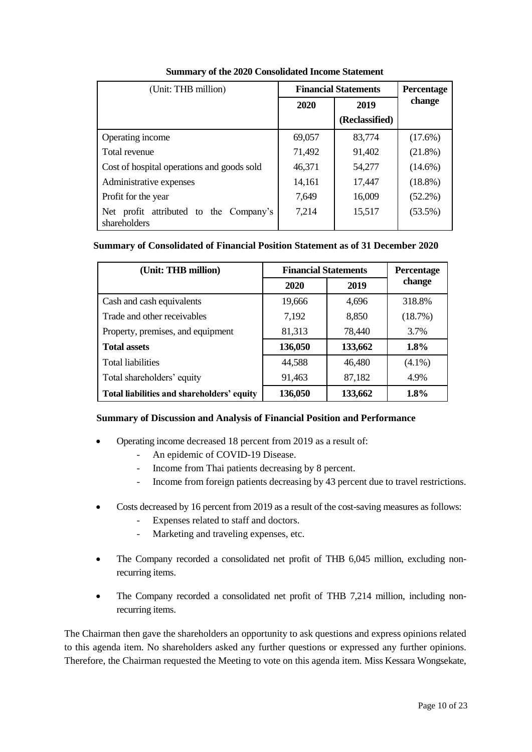**Summary of the 2020 Consolidated Income Statement**

| (Unit: THB million) | Financial Statements | | Percentage change |
|---|---|---|---|
| | 2020 | 2019 (Reclassified) | |
| Operating income | 69,057 | 83,774 | (17.6%) |
| Total revenue | 71,492 | 91,402 | (21.8%) |
| Cost of hospital operations and goods sold | 46,371 | 54,277 | (14.6%) |
| Administrative expenses | 14,161 | 17,447 | (18.8%) |
| Profit for the year | 7,649 | 16,009 | (52.2%) |
| Net profit attributed to the Company's shareholders | 7,214 | 15,517 | (53.5%) |

**Summary of Consolidated of Financial Position Statement as of 31 December 2020**

| (Unit: THB million) | Financial Statements | | Percentage change |
|---|---|---|---|
| | 2020 | 2019 | |
| Cash and cash equivalents | 19,666 | 4,696 | 318.8% |
| Trade and other receivables | 7,192 | 8,850 | (18.7%) |
| Property, premises, and equipment | 81,313 | 78,440 | 3.7% |
| **Total assets** | **136,050** | **133,662** | **1.8%** |
| Total liabilities | 44,588 | 46,480 | (4.1%) |
| Total shareholders' equity | 91,463 | 87,182 | 4.9% |
| **Total liabilities and shareholders' equity** | **136,050** | **133,662** | **1.8%** |

**Summary of Discussion and Analysis of Financial Position and Performance**

- Operating income decreased 18 percent from 2019 as a result of:
  - An epidemic of COVID-19 Disease.
  - Income from Thai patients decreasing by 8 percent.
  - Income from foreign patients decreasing by 43 percent due to travel restrictions.
- Costs decreased by 16 percent from 2019 as a result of the cost-saving measures as follows:
  - Expenses related to staff and doctors.
  - Marketing and traveling expenses, etc.
- The Company recorded a consolidated net profit of THB 6,045 million, excluding non-recurring items.
- The Company recorded a consolidated net profit of THB 7,214 million, including non-recurring items.

The Chairman then gave the shareholders an opportunity to ask questions and express opinions related to this agenda item. No shareholders asked any further questions or expressed any further opinions. Therefore, the Chairman requested the Meeting to vote on this agenda item. Miss Kessara Wongsekate,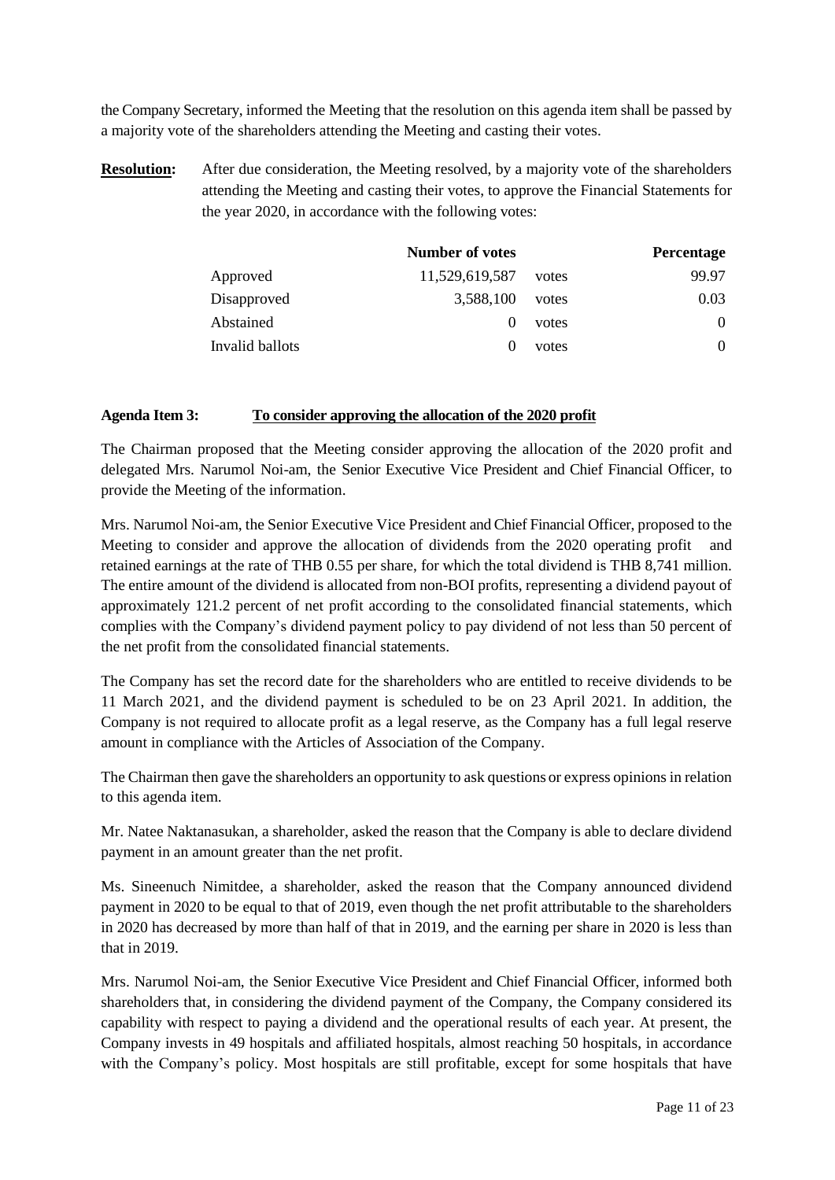the Company Secretary, informed the Meeting that the resolution on this agenda item shall be passed by a majority vote of the shareholders attending the Meeting and casting their votes.

**Resolution:** After due consideration, the Meeting resolved, by a majority vote of the shareholders attending the Meeting and casting their votes, to approve the Financial Statements for the year 2020, in accordance with the following votes:

| | Number of votes | | Percentage |
|---|---|---|---|
| Approved | 11,529,619,587 | votes | 99.97 |
| Disapproved | 3,588,100 | votes | 0.03 |
| Abstained | 0 | votes | 0 |
| Invalid ballots | 0 | votes | 0 |

**Agenda Item 3: <u>To consider approving the allocation of the 2020 profit</u>**

The Chairman proposed that the Meeting consider approving the allocation of the 2020 profit and delegated Mrs. Narumol Noi-am, the Senior Executive Vice President and Chief Financial Officer, to provide the Meeting of the information.

Mrs. Narumol Noi-am, the Senior Executive Vice President and Chief Financial Officer, proposed to the Meeting to consider and approve the allocation of dividends from the 2020 operating profit and retained earnings at the rate of THB 0.55 per share, for which the total dividend is THB 8,741 million. The entire amount of the dividend is allocated from non-BOI profits, representing a dividend payout of approximately 121.2 percent of net profit according to the consolidated financial statements, which complies with the Company's dividend payment policy to pay dividend of not less than 50 percent of the net profit from the consolidated financial statements.

The Company has set the record date for the shareholders who are entitled to receive dividends to be 11 March 2021, and the dividend payment is scheduled to be on 23 April 2021. In addition, the Company is not required to allocate profit as a legal reserve, as the Company has a full legal reserve amount in compliance with the Articles of Association of the Company.

The Chairman then gave the shareholders an opportunity to ask questions or express opinions in relation to this agenda item.

Mr. Natee Naktanasukan, a shareholder, asked the reason that the Company is able to declare dividend payment in an amount greater than the net profit.

Ms. Sineenuch Nimitdee, a shareholder, asked the reason that the Company announced dividend payment in 2020 to be equal to that of 2019, even though the net profit attributable to the shareholders in 2020 has decreased by more than half of that in 2019, and the earning per share in 2020 is less than that in 2019.

Mrs. Narumol Noi-am, the Senior Executive Vice President and Chief Financial Officer, informed both shareholders that, in considering the dividend payment of the Company, the Company considered its capability with respect to paying a dividend and the operational results of each year. At present, the Company invests in 49 hospitals and affiliated hospitals, almost reaching 50 hospitals, in accordance with the Company's policy. Most hospitals are still profitable, except for some hospitals that have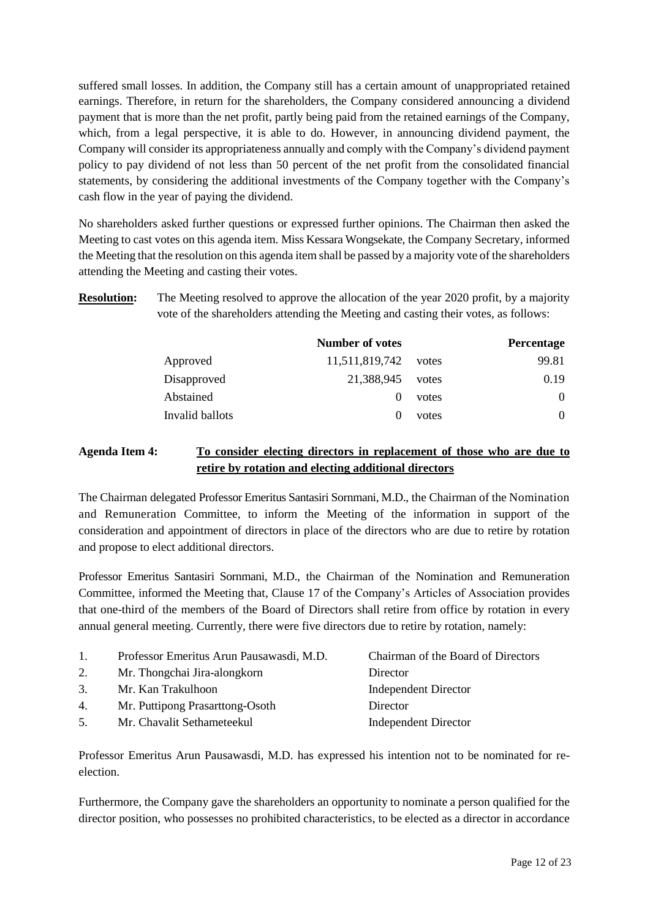suffered small losses. In addition, the Company still has a certain amount of unappropriated retained earnings. Therefore, in return for the shareholders, the Company considered announcing a dividend payment that is more than the net profit, partly being paid from the retained earnings of the Company, which, from a legal perspective, it is able to do. However, in announcing dividend payment, the Company will consider its appropriateness annually and comply with the Company's dividend payment policy to pay dividend of not less than 50 percent of the net profit from the consolidated financial statements, by considering the additional investments of the Company together with the Company's cash flow in the year of paying the dividend.

No shareholders asked further questions or expressed further opinions. The Chairman then asked the Meeting to cast votes on this agenda item. Miss Kessara Wongsekate, the Company Secretary, informed the Meeting that the resolution on this agenda item shall be passed by a majority vote of the shareholders attending the Meeting and casting their votes.

**Resolution:** The Meeting resolved to approve the allocation of the year 2020 profit, by a majority vote of the shareholders attending the Meeting and casting their votes, as follows:

| | Number of votes | | Percentage |
|---|---|---|---|
| Approved | 11,511,819,742 | votes | 99.81 |
| Disapproved | 21,388,945 | votes | 0.19 |
| Abstained | 0 | votes | 0 |
| Invalid ballots | 0 | votes | 0 |

**Agenda Item 4:** **To consider electing directors in replacement of those who are due to retire by rotation and electing additional directors**

The Chairman delegated Professor Emeritus Santasiri Sornmani, M.D., the Chairman of the Nomination and Remuneration Committee, to inform the Meeting of the information in support of the consideration and appointment of directors in place of the directors who are due to retire by rotation and propose to elect additional directors.

Professor Emeritus Santasiri Sornmani, M.D., the Chairman of the Nomination and Remuneration Committee, informed the Meeting that, Clause 17 of the Company's Articles of Association provides that one-third of the members of the Board of Directors shall retire from office by rotation in every annual general meeting. Currently, there were five directors due to retire by rotation, namely:

| | Name | Position |
|---|---|---|
| 1. | Professor Emeritus Arun Pausawasdi, M.D. | Chairman of the Board of Directors |
| 2. | Mr. Thongchai Jira-alongkorn | Director |
| 3. | Mr. Kan Trakulhoon | Independent Director |
| 4. | Mr. Puttipong Prasarttong-Osoth | Director |
| 5. | Mr. Chavalit Sethameteekul | Independent Director |

Professor Emeritus Arun Pausawasdi, M.D. has expressed his intention not to be nominated for re-election.

Furthermore, the Company gave the shareholders an opportunity to nominate a person qualified for the director position, who possesses no prohibited characteristics, to be elected as a director in accordance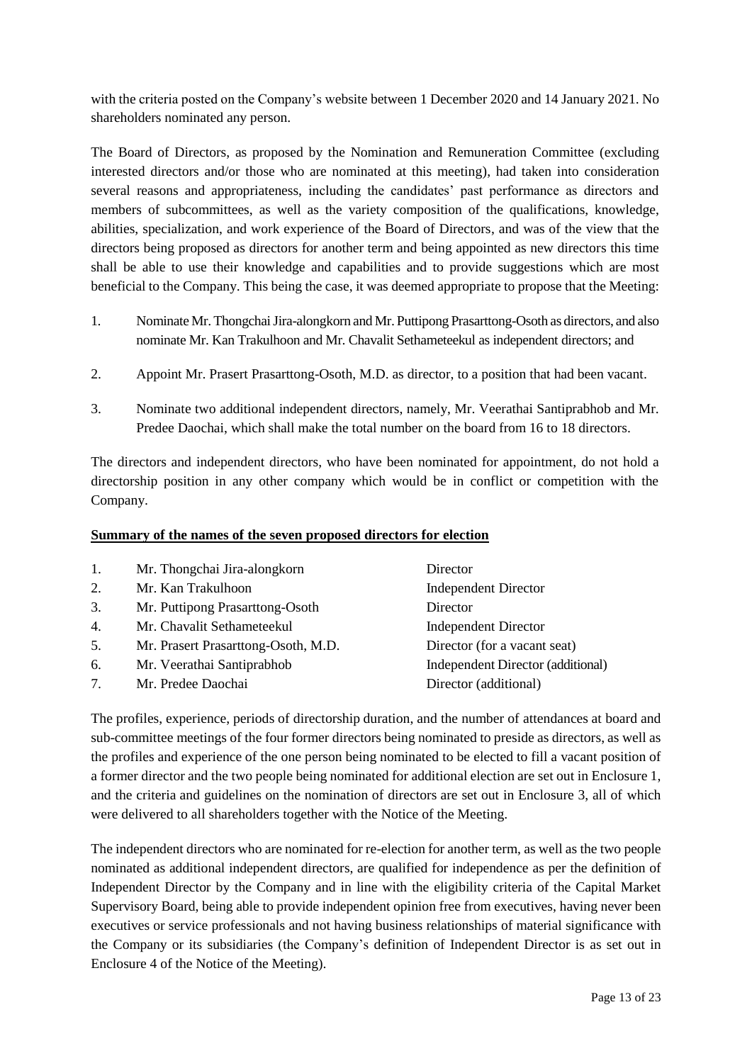with the criteria posted on the Company's website between 1 December 2020 and 14 January 2021. No shareholders nominated any person.

The Board of Directors, as proposed by the Nomination and Remuneration Committee (excluding interested directors and/or those who are nominated at this meeting), had taken into consideration several reasons and appropriateness, including the candidates' past performance as directors and members of subcommittees, as well as the variety composition of the qualifications, knowledge, abilities, specialization, and work experience of the Board of Directors, and was of the view that the directors being proposed as directors for another term and being appointed as new directors this time shall be able to use their knowledge and capabilities and to provide suggestions which are most beneficial to the Company. This being the case, it was deemed appropriate to propose that the Meeting:

1. Nominate Mr. Thongchai Jira-alongkorn and Mr. Puttipong Prasarttong-Osoth as directors, and also nominate Mr. Kan Trakulhoon and Mr. Chavalit Sethameteekul as independent directors; and

2. Appoint Mr. Prasert Prasarttong-Osoth, M.D. as director, to a position that had been vacant.

3. Nominate two additional independent directors, namely, Mr. Veerathai Santiprabhob and Mr. Predee Daochai, which shall make the total number on the board from 16 to 18 directors.

The directors and independent directors, who have been nominated for appointment, do not hold a directorship position in any other company which would be in conflict or competition with the Company.

**<u>Summary of the names of the seven proposed directors for election</u>**

| | | |
|---|---|---|
| 1. | Mr. Thongchai Jira-alongkorn | Director |
| 2. | Mr. Kan Trakulhoon | Independent Director |
| 3. | Mr. Puttipong Prasarttong-Osoth | Director |
| 4. | Mr. Chavalit Sethameteekul | Independent Director |
| 5. | Mr. Prasert Prasarttong-Osoth, M.D. | Director (for a vacant seat) |
| 6. | Mr. Veerathai Santiprabhob | Independent Director (additional) |
| 7. | Mr. Predee Daochai | Director (additional) |

The profiles, experience, periods of directorship duration, and the number of attendances at board and sub-committee meetings of the four former directors being nominated to preside as directors, as well as the profiles and experience of the one person being nominated to be elected to fill a vacant position of a former director and the two people being nominated for additional election are set out in Enclosure 1, and the criteria and guidelines on the nomination of directors are set out in Enclosure 3, all of which were delivered to all shareholders together with the Notice of the Meeting.

The independent directors who are nominated for re-election for another term, as well as the two people nominated as additional independent directors, are qualified for independence as per the definition of Independent Director by the Company and in line with the eligibility criteria of the Capital Market Supervisory Board, being able to provide independent opinion free from executives, having never been executives or service professionals and not having business relationships of material significance with the Company or its subsidiaries (the Company's definition of Independent Director is as set out in Enclosure 4 of the Notice of the Meeting).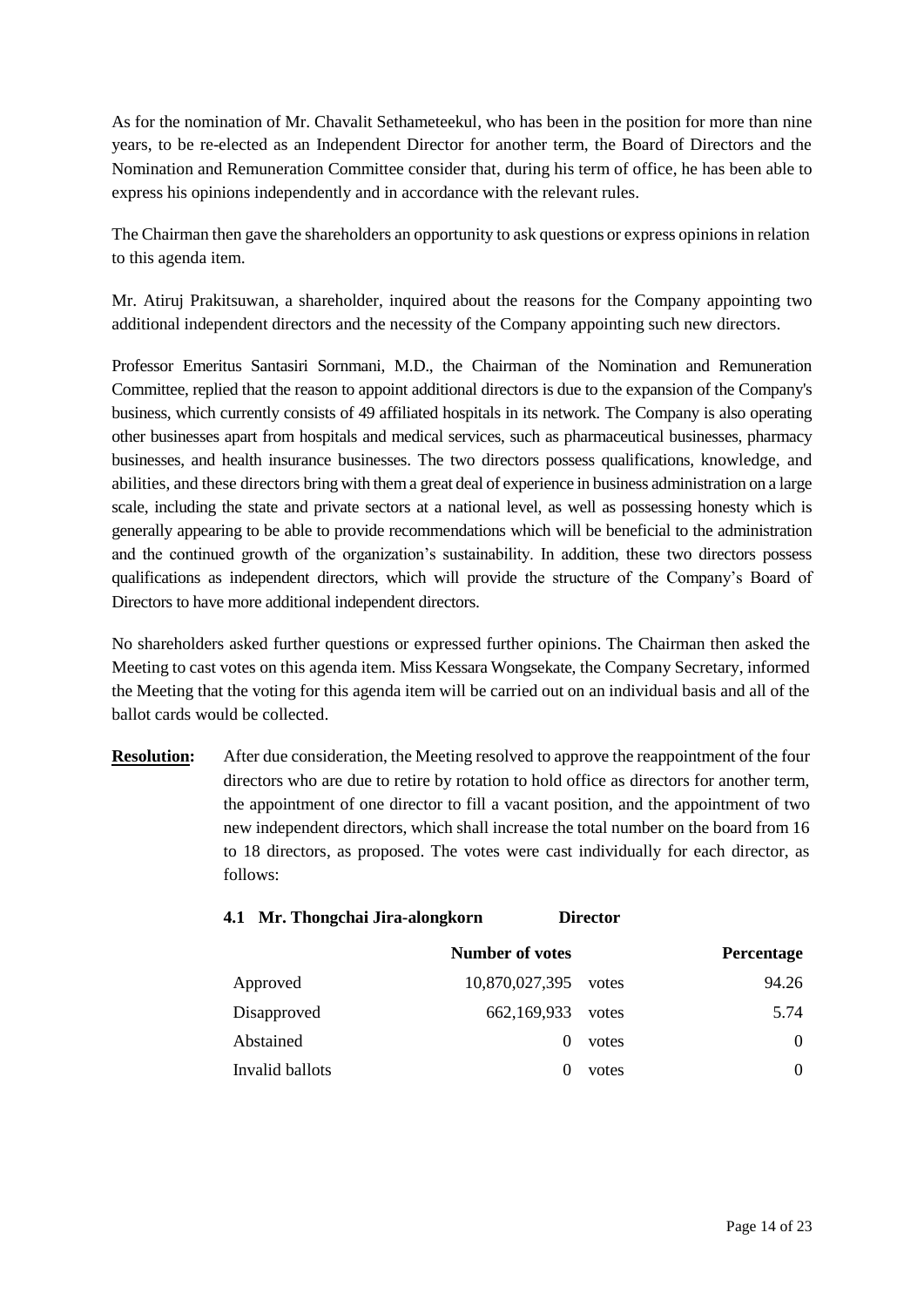As for the nomination of Mr. Chavalit Sethameteekul, who has been in the position for more than nine years, to be re-elected as an Independent Director for another term, the Board of Directors and the Nomination and Remuneration Committee consider that, during his term of office, he has been able to express his opinions independently and in accordance with the relevant rules.

The Chairman then gave the shareholders an opportunity to ask questions or express opinions in relation to this agenda item.

Mr. Atiruj Prakitsuwan, a shareholder, inquired about the reasons for the Company appointing two additional independent directors and the necessity of the Company appointing such new directors.

Professor Emeritus Santasiri Sornmani, M.D., the Chairman of the Nomination and Remuneration Committee, replied that the reason to appoint additional directors is due to the expansion of the Company's business, which currently consists of 49 affiliated hospitals in its network. The Company is also operating other businesses apart from hospitals and medical services, such as pharmaceutical businesses, pharmacy businesses, and health insurance businesses. The two directors possess qualifications, knowledge, and abilities, and these directors bring with them a great deal of experience in business administration on a large scale, including the state and private sectors at a national level, as well as possessing honesty which is generally appearing to be able to provide recommendations which will be beneficial to the administration and the continued growth of the organization's sustainability. In addition, these two directors possess qualifications as independent directors, which will provide the structure of the Company's Board of Directors to have more additional independent directors.

No shareholders asked further questions or expressed further opinions. The Chairman then asked the Meeting to cast votes on this agenda item. Miss Kessara Wongsekate, the Company Secretary, informed the Meeting that the voting for this agenda item will be carried out on an individual basis and all of the ballot cards would be collected.

**Resolution:** After due consideration, the Meeting resolved to approve the reappointment of the four directors who are due to retire by rotation to hold office as directors for another term, the appointment of one director to fill a vacant position, and the appointment of two new independent directors, which shall increase the total number on the board from 16 to 18 directors, as proposed. The votes were cast individually for each director, as follows:

**4.1 Mr. Thongchai Jira-alongkorn Director**

| | Number of votes | | Percentage |
|---|---|---|---|
| Approved | 10,870,027,395 | votes | 94.26 |
| Disapproved | 662,169,933 | votes | 5.74 |
| Abstained | 0 | votes | 0 |
| Invalid ballots | 0 | votes | 0 |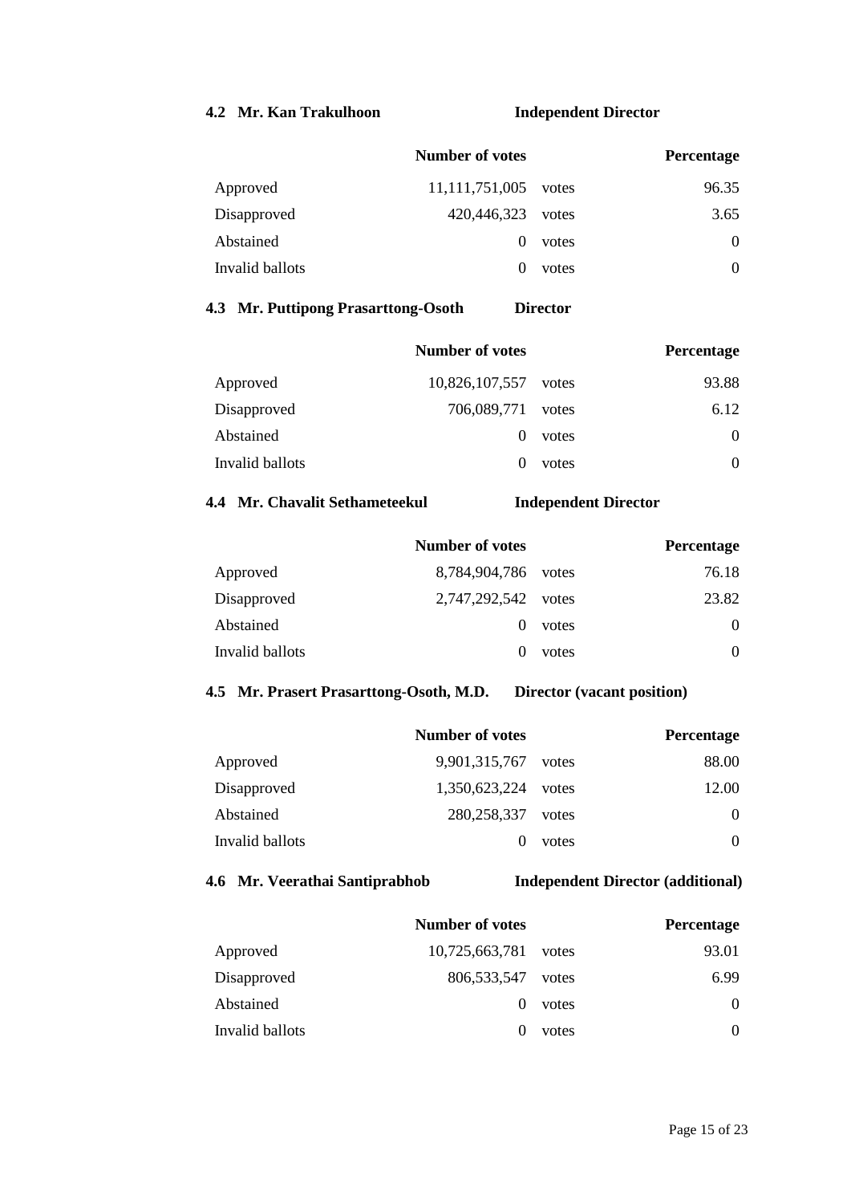**4.2 Mr. Kan Trakulhoon** **Independent Director**

| | Number of votes | | Percentage |
|---|---|---|---|
| Approved | 11,111,751,005 | votes | 96.35 |
| Disapproved | 420,446,323 | votes | 3.65 |
| Abstained | 0 | votes | 0 |
| Invalid ballots | 0 | votes | 0 |

**4.3 Mr. Puttipong Prasarttong-Osoth** **Director**

| | Number of votes | | Percentage |
|---|---|---|---|
| Approved | 10,826,107,557 | votes | 93.88 |
| Disapproved | 706,089,771 | votes | 6.12 |
| Abstained | 0 | votes | 0 |
| Invalid ballots | 0 | votes | 0 |

**4.4 Mr. Chavalit Sethameteekul** **Independent Director**

| | Number of votes | | Percentage |
|---|---|---|---|
| Approved | 8,784,904,786 | votes | 76.18 |
| Disapproved | 2,747,292,542 | votes | 23.82 |
| Abstained | 0 | votes | 0 |
| Invalid ballots | 0 | votes | 0 |

**4.5 Mr. Prasert Prasarttong-Osoth, M.D.** **Director (vacant position)**

| | Number of votes | | Percentage |
|---|---|---|---|
| Approved | 9,901,315,767 | votes | 88.00 |
| Disapproved | 1,350,623,224 | votes | 12.00 |
| Abstained | 280,258,337 | votes | 0 |
| Invalid ballots | 0 | votes | 0 |

**4.6 Mr. Veerathai Santiprabhob** **Independent Director (additional)**

| | Number of votes | | Percentage |
|---|---|---|---|
| Approved | 10,725,663,781 | votes | 93.01 |
| Disapproved | 806,533,547 | votes | 6.99 |
| Abstained | 0 | votes | 0 |
| Invalid ballots | 0 | votes | 0 |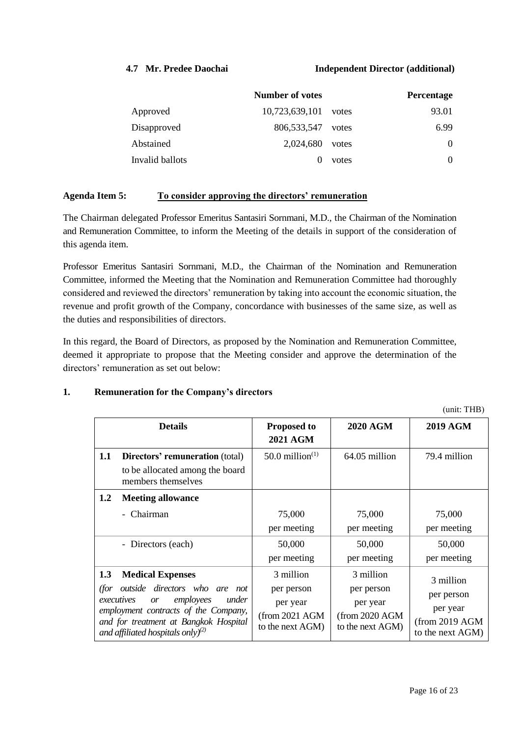**4.7 Mr. Predee Daochai** **Independent Director (additional)**

| | Number of votes | | Percentage |
|---|---|---|---|
| Approved | 10,723,639,101 | votes | 93.01 |
| Disapproved | 806,533,547 | votes | 6.99 |
| Abstained | 2,024,680 | votes | 0 |
| Invalid ballots | 0 | votes | 0 |

**Agenda Item 5:** **To consider approving the directors' remuneration**

The Chairman delegated Professor Emeritus Santasiri Sornmani, M.D., the Chairman of the Nomination and Remuneration Committee, to inform the Meeting of the details in support of the consideration of this agenda item.

Professor Emeritus Santasiri Sornmani, M.D., the Chairman of the Nomination and Remuneration Committee, informed the Meeting that the Nomination and Remuneration Committee had thoroughly considered and reviewed the directors' remuneration by taking into account the economic situation, the revenue and profit growth of the Company, concordance with businesses of the same size, as well as the duties and responsibilities of directors.

In this regard, the Board of Directors, as proposed by the Nomination and Remuneration Committee, deemed it appropriate to propose that the Meeting consider and approve the determination of the directors' remuneration as set out below:

**1. Remuneration for the Company's directors**

(unit: THB)

| Details | Proposed to 2021 AGM | 2020 AGM | 2019 AGM |
|---|---|---|---|
| **1.1 Directors' remuneration** (total) to be allocated among the board members themselves | 50.0 million[(1)] | 64.05 million | 79.4 million |
| **1.2 Meeting allowance** | | | |
| - Chairman | 75,000 per meeting | 75,000 per meeting | 75,000 per meeting |
| - Directors (each) | 50,000 per meeting | 50,000 per meeting | 50,000 per meeting |
| **1.3 Medical Expenses** *(for outside directors who are not executives or employees under employment contracts of the Company, and for treatment at Bangkok Hospital and affiliated hospitals only)*[(2)] | 3 million per person per year (from 2021 AGM to the next AGM) | 3 million per person per year (from 2020 AGM to the next AGM) | 3 million per person per year (from 2019 AGM to the next AGM) |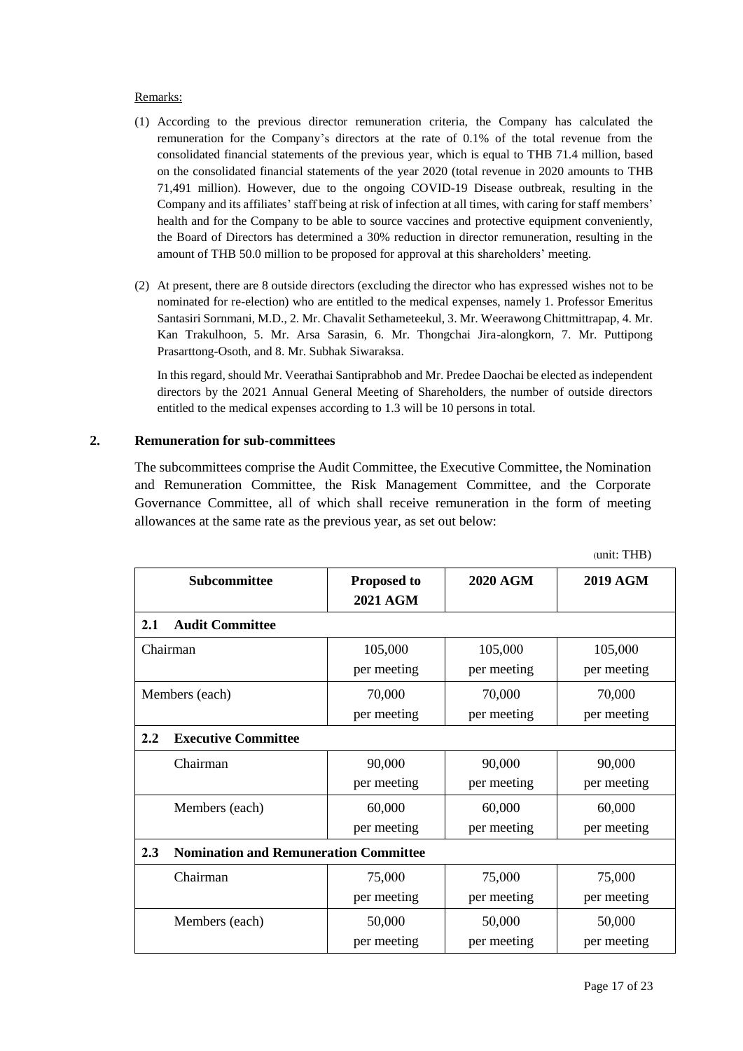Remarks:

(1) According to the previous director remuneration criteria, the Company has calculated the remuneration for the Company's directors at the rate of 0.1% of the total revenue from the consolidated financial statements of the previous year, which is equal to THB 71.4 million, based on the consolidated financial statements of the year 2020 (total revenue in 2020 amounts to THB 71,491 million). However, due to the ongoing COVID-19 Disease outbreak, resulting in the Company and its affiliates' staff being at risk of infection at all times, with caring for staff members' health and for the Company to be able to source vaccines and protective equipment conveniently, the Board of Directors has determined a 30% reduction in director remuneration, resulting in the amount of THB 50.0 million to be proposed for approval at this shareholders' meeting.

(2) At present, there are 8 outside directors (excluding the director who has expressed wishes not to be nominated for re-election) who are entitled to the medical expenses, namely 1. Professor Emeritus Santasiri Sornmani, M.D., 2. Mr. Chavalit Sethameteekul, 3. Mr. Weerawong Chittmittrapap, 4. Mr. Kan Trakulhoon, 5. Mr. Arsa Sarasin, 6. Mr. Thongchai Jira-alongkorn, 7. Mr. Puttipong Prasarttong-Osoth, and 8. Mr. Subhak Siwaraksa.

In this regard, should Mr. Veerathai Santiprabhob and Mr. Predee Daochai be elected as independent directors by the 2021 Annual General Meeting of Shareholders, the number of outside directors entitled to the medical expenses according to 1.3 will be 10 persons in total.

## 2. Remuneration for sub-committees

The subcommittees comprise the Audit Committee, the Executive Committee, the Nomination and Remuneration Committee, the Risk Management Committee, and the Corporate Governance Committee, all of which shall receive remuneration in the form of meeting allowances at the same rate as the previous year, as set out below:

(unit: THB)

| Subcommittee | Proposed to 2021 AGM | 2020 AGM | 2019 AGM |
|---|---|---|---|
| **2.1 Audit Committee** | | | |
| Chairman | 105,000 per meeting | 105,000 per meeting | 105,000 per meeting |
| Members (each) | 70,000 per meeting | 70,000 per meeting | 70,000 per meeting |
| **2.2 Executive Committee** | | | |
| Chairman | 90,000 per meeting | 90,000 per meeting | 90,000 per meeting |
| Members (each) | 60,000 per meeting | 60,000 per meeting | 60,000 per meeting |
| **2.3 Nomination and Remuneration Committee** | | | |
| Chairman | 75,000 per meeting | 75,000 per meeting | 75,000 per meeting |
| Members (each) | 50,000 per meeting | 50,000 per meeting | 50,000 per meeting |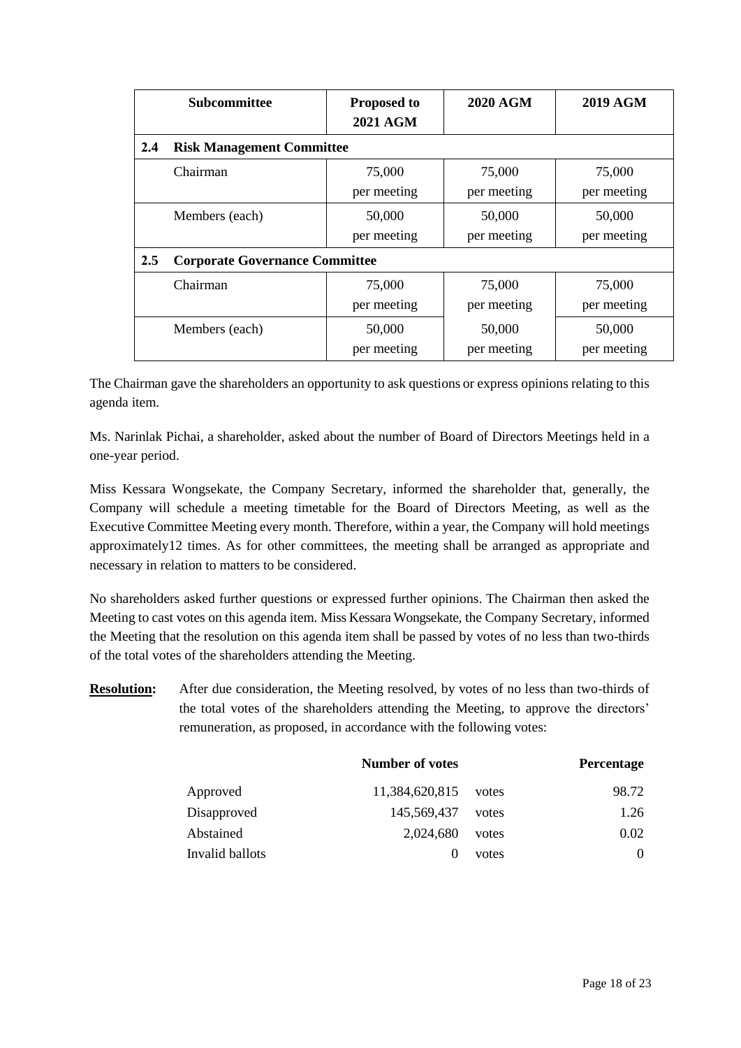| Subcommittee | Proposed to 2021 AGM | 2020 AGM | 2019 AGM |
|---|---|---|---|
| **2.4 Risk Management Committee** | | | |
| Chairman | 75,000 per meeting | 75,000 per meeting | 75,000 per meeting |
| Members (each) | 50,000 per meeting | 50,000 per meeting | 50,000 per meeting |
| **2.5 Corporate Governance Committee** | | | |
| Chairman | 75,000 per meeting | 75,000 per meeting | 75,000 per meeting |
| Members (each) | 50,000 per meeting | 50,000 per meeting | 50,000 per meeting |

The Chairman gave the shareholders an opportunity to ask questions or express opinions relating to this agenda item.

Ms. Narinlak Pichai, a shareholder, asked about the number of Board of Directors Meetings held in a one-year period.

Miss Kessara Wongsekate, the Company Secretary, informed the shareholder that, generally, the Company will schedule a meeting timetable for the Board of Directors Meeting, as well as the Executive Committee Meeting every month. Therefore, within a year, the Company will hold meetings approximately12 times. As for other committees, the meeting shall be arranged as appropriate and necessary in relation to matters to be considered.

No shareholders asked further questions or expressed further opinions. The Chairman then asked the Meeting to cast votes on this agenda item. Miss Kessara Wongsekate, the Company Secretary, informed the Meeting that the resolution on this agenda item shall be passed by votes of no less than two-thirds of the total votes of the shareholders attending the Meeting.

**Resolution:** After due consideration, the Meeting resolved, by votes of no less than two-thirds of the total votes of the shareholders attending the Meeting, to approve the directors' remuneration, as proposed, in accordance with the following votes:

| | Number of votes | | Percentage |
|---|---|---|---|
| Approved | 11,384,620,815 | votes | 98.72 |
| Disapproved | 145,569,437 | votes | 1.26 |
| Abstained | 2,024,680 | votes | 0.02 |
| Invalid ballots | 0 | votes | 0 |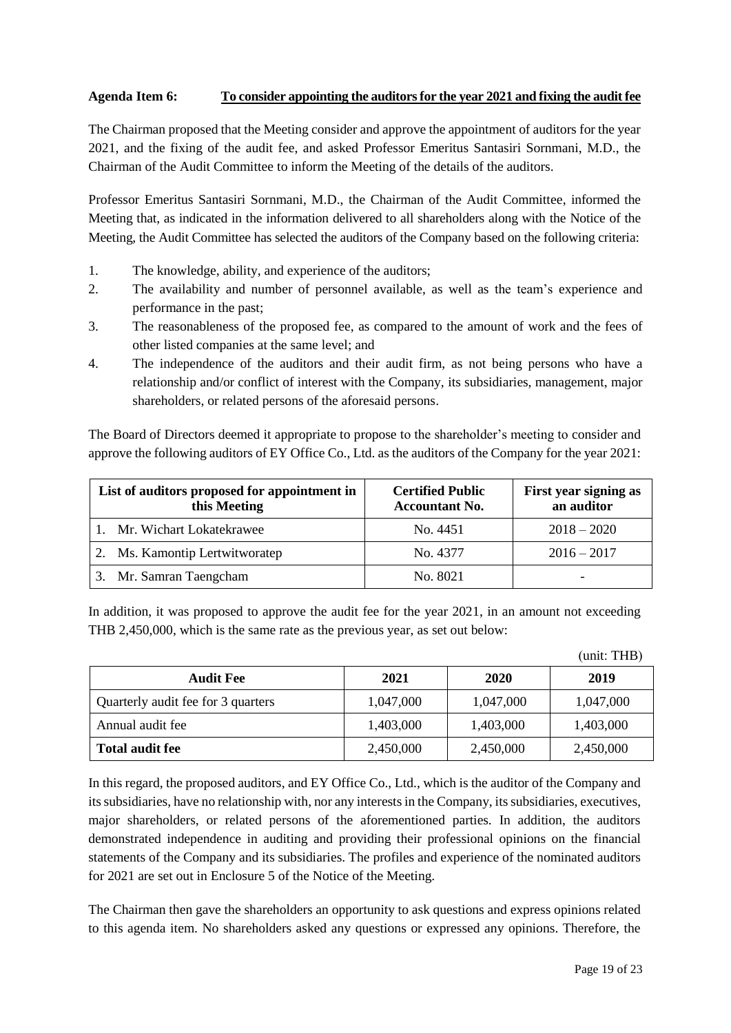**Agenda Item 6: To consider appointing the auditors for the year 2021 and fixing the audit fee**

The Chairman proposed that the Meeting consider and approve the appointment of auditors for the year 2021, and the fixing of the audit fee, and asked Professor Emeritus Santasiri Sornmani, M.D., the Chairman of the Audit Committee to inform the Meeting of the details of the auditors.

Professor Emeritus Santasiri Sornmani, M.D., the Chairman of the Audit Committee, informed the Meeting that, as indicated in the information delivered to all shareholders along with the Notice of the Meeting, the Audit Committee has selected the auditors of the Company based on the following criteria:

1. The knowledge, ability, and experience of the auditors;
2. The availability and number of personnel available, as well as the team's experience and performance in the past;
3. The reasonableness of the proposed fee, as compared to the amount of work and the fees of other listed companies at the same level; and
4. The independence of the auditors and their audit firm, as not being persons who have a relationship and/or conflict of interest with the Company, its subsidiaries, management, major shareholders, or related persons of the aforesaid persons.

The Board of Directors deemed it appropriate to propose to the shareholder's meeting to consider and approve the following auditors of EY Office Co., Ltd. as the auditors of the Company for the year 2021:

| List of auditors proposed for appointment in this Meeting | Certified Public Accountant No. | First year signing as an auditor |
|---|---|---|
| 1. Mr. Wichart Lokatekrawee | No. 4451 | 2018 – 2020 |
| 2. Ms. Kamontip Lertwitworatep | No. 4377 | 2016 – 2017 |
| 3. Mr. Samran Taengcham | No. 8021 | - |

In addition, it was proposed to approve the audit fee for the year 2021, in an amount not exceeding THB 2,450,000, which is the same rate as the previous year, as set out below:

(unit: THB)

| Audit Fee | 2021 | 2020 | 2019 |
|---|---|---|---|
| Quarterly audit fee for 3 quarters | 1,047,000 | 1,047,000 | 1,047,000 |
| Annual audit fee | 1,403,000 | 1,403,000 | 1,403,000 |
| **Total audit fee** | 2,450,000 | 2,450,000 | 2,450,000 |

In this regard, the proposed auditors, and EY Office Co., Ltd., which is the auditor of the Company and its subsidiaries, have no relationship with, nor any interests in the Company, its subsidiaries, executives, major shareholders, or related persons of the aforementioned parties. In addition, the auditors demonstrated independence in auditing and providing their professional opinions on the financial statements of the Company and its subsidiaries. The profiles and experience of the nominated auditors for 2021 are set out in Enclosure 5 of the Notice of the Meeting.

The Chairman then gave the shareholders an opportunity to ask questions and express opinions related to this agenda item. No shareholders asked any questions or expressed any opinions. Therefore, the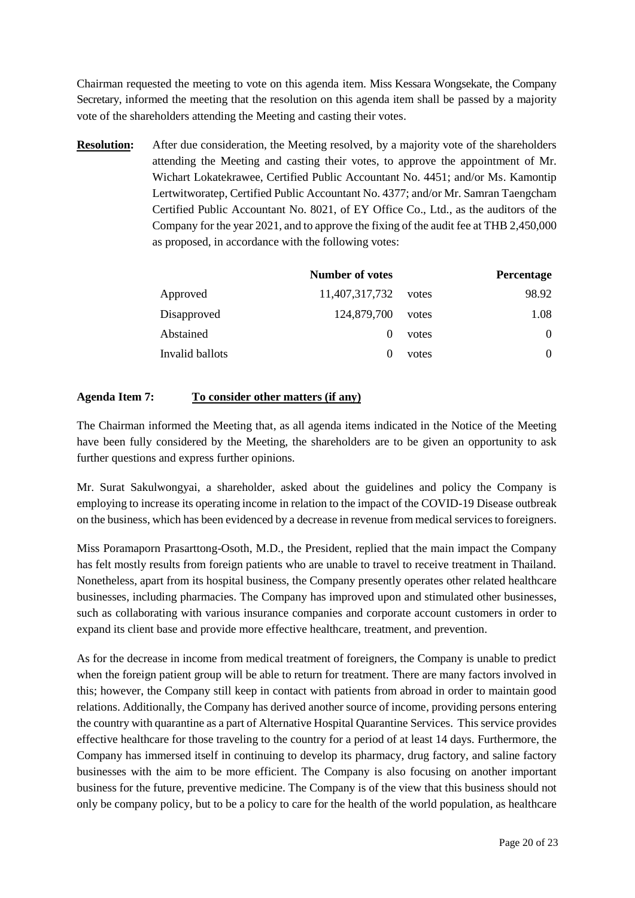Chairman requested the meeting to vote on this agenda item. Miss Kessara Wongsekate, the Company Secretary, informed the meeting that the resolution on this agenda item shall be passed by a majority vote of the shareholders attending the Meeting and casting their votes.

**Resolution:** After due consideration, the Meeting resolved, by a majority vote of the shareholders attending the Meeting and casting their votes, to approve the appointment of Mr. Wichart Lokatekrawee, Certified Public Accountant No. 4451; and/or Ms. Kamontip Lertwitworatep, Certified Public Accountant No. 4377; and/or Mr. Samran Taengcham Certified Public Accountant No. 8021, of EY Office Co., Ltd., as the auditors of the Company for the year 2021, and to approve the fixing of the audit fee at THB 2,450,000 as proposed, in accordance with the following votes:

| | **Number of votes** | | **Percentage** |
|---|---|---|---|
| Approved | 11,407,317,732 | votes | 98.92 |
| Disapproved | 124,879,700 | votes | 1.08 |
| Abstained | 0 | votes | 0 |
| Invalid ballots | 0 | votes | 0 |

**Agenda Item 7:** **To consider other matters (if any)**

The Chairman informed the Meeting that, as all agenda items indicated in the Notice of the Meeting have been fully considered by the Meeting, the shareholders are to be given an opportunity to ask further questions and express further opinions.

Mr. Surat Sakulwongyai, a shareholder, asked about the guidelines and policy the Company is employing to increase its operating income in relation to the impact of the COVID-19 Disease outbreak on the business, which has been evidenced by a decrease in revenue from medical services to foreigners.

Miss Poramaporn Prasarttong-Osoth, M.D., the President, replied that the main impact the Company has felt mostly results from foreign patients who are unable to travel to receive treatment in Thailand. Nonetheless, apart from its hospital business, the Company presently operates other related healthcare businesses, including pharmacies. The Company has improved upon and stimulated other businesses, such as collaborating with various insurance companies and corporate account customers in order to expand its client base and provide more effective healthcare, treatment, and prevention.

As for the decrease in income from medical treatment of foreigners, the Company is unable to predict when the foreign patient group will be able to return for treatment. There are many factors involved in this; however, the Company still keep in contact with patients from abroad in order to maintain good relations. Additionally, the Company has derived another source of income, providing persons entering the country with quarantine as a part of Alternative Hospital Quarantine Services. This service provides effective healthcare for those traveling to the country for a period of at least 14 days. Furthermore, the Company has immersed itself in continuing to develop its pharmacy, drug factory, and saline factory businesses with the aim to be more efficient. The Company is also focusing on another important business for the future, preventive medicine. The Company is of the view that this business should not only be company policy, but to be a policy to care for the health of the world population, as healthcare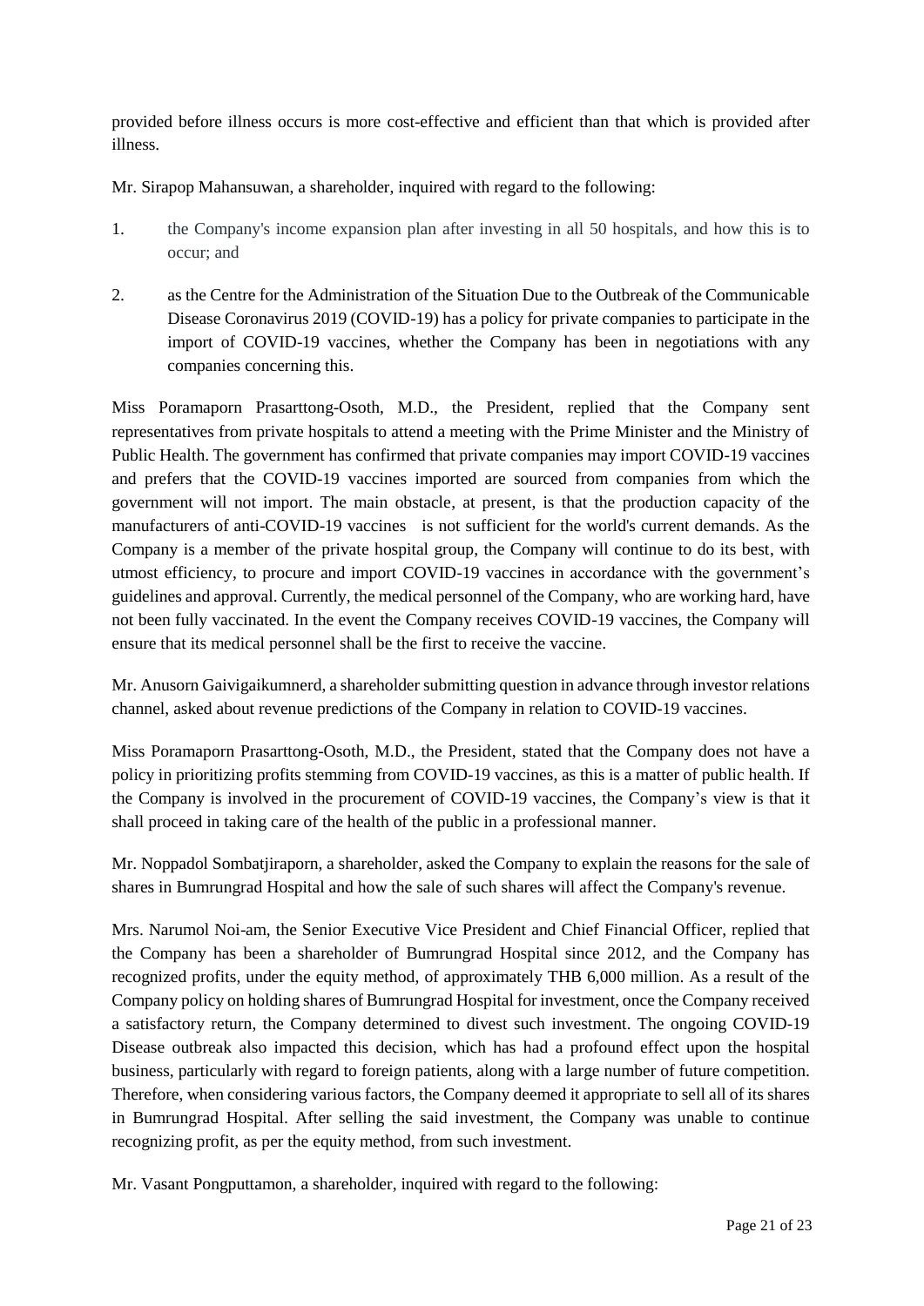provided before illness occurs is more cost-effective and efficient than that which is provided after illness.

Mr. Sirapop Mahansuwan, a shareholder, inquired with regard to the following:

1. the Company's income expansion plan after investing in all 50 hospitals, and how this is to occur; and

2. as the Centre for the Administration of the Situation Due to the Outbreak of the Communicable Disease Coronavirus 2019 (COVID-19) has a policy for private companies to participate in the import of COVID-19 vaccines, whether the Company has been in negotiations with any companies concerning this.

Miss Poramaporn Prasarttong-Osoth, M.D., the President, replied that the Company sent representatives from private hospitals to attend a meeting with the Prime Minister and the Ministry of Public Health. The government has confirmed that private companies may import COVID-19 vaccines and prefers that the COVID-19 vaccines imported are sourced from companies from which the government will not import. The main obstacle, at present, is that the production capacity of the manufacturers of anti-COVID-19 vaccines is not sufficient for the world's current demands. As the Company is a member of the private hospital group, the Company will continue to do its best, with utmost efficiency, to procure and import COVID-19 vaccines in accordance with the government's guidelines and approval. Currently, the medical personnel of the Company, who are working hard, have not been fully vaccinated. In the event the Company receives COVID-19 vaccines, the Company will ensure that its medical personnel shall be the first to receive the vaccine.

Mr. Anusorn Gaivigaikumnerd, a shareholder submitting question in advance through investor relations channel, asked about revenue predictions of the Company in relation to COVID-19 vaccines.

Miss Poramaporn Prasarttong-Osoth, M.D., the President, stated that the Company does not have a policy in prioritizing profits stemming from COVID-19 vaccines, as this is a matter of public health. If the Company is involved in the procurement of COVID-19 vaccines, the Company's view is that it shall proceed in taking care of the health of the public in a professional manner.

Mr. Noppadol Sombatjiraporn, a shareholder, asked the Company to explain the reasons for the sale of shares in Bumrungrad Hospital and how the sale of such shares will affect the Company's revenue.

Mrs. Narumol Noi-am, the Senior Executive Vice President and Chief Financial Officer, replied that the Company has been a shareholder of Bumrungrad Hospital since 2012, and the Company has recognized profits, under the equity method, of approximately THB 6,000 million. As a result of the Company policy on holding shares of Bumrungrad Hospital for investment, once the Company received a satisfactory return, the Company determined to divest such investment. The ongoing COVID-19 Disease outbreak also impacted this decision, which has had a profound effect upon the hospital business, particularly with regard to foreign patients, along with a large number of future competition. Therefore, when considering various factors, the Company deemed it appropriate to sell all of its shares in Bumrungrad Hospital. After selling the said investment, the Company was unable to continue recognizing profit, as per the equity method, from such investment.

Mr. Vasant Pongputtamon, a shareholder, inquired with regard to the following: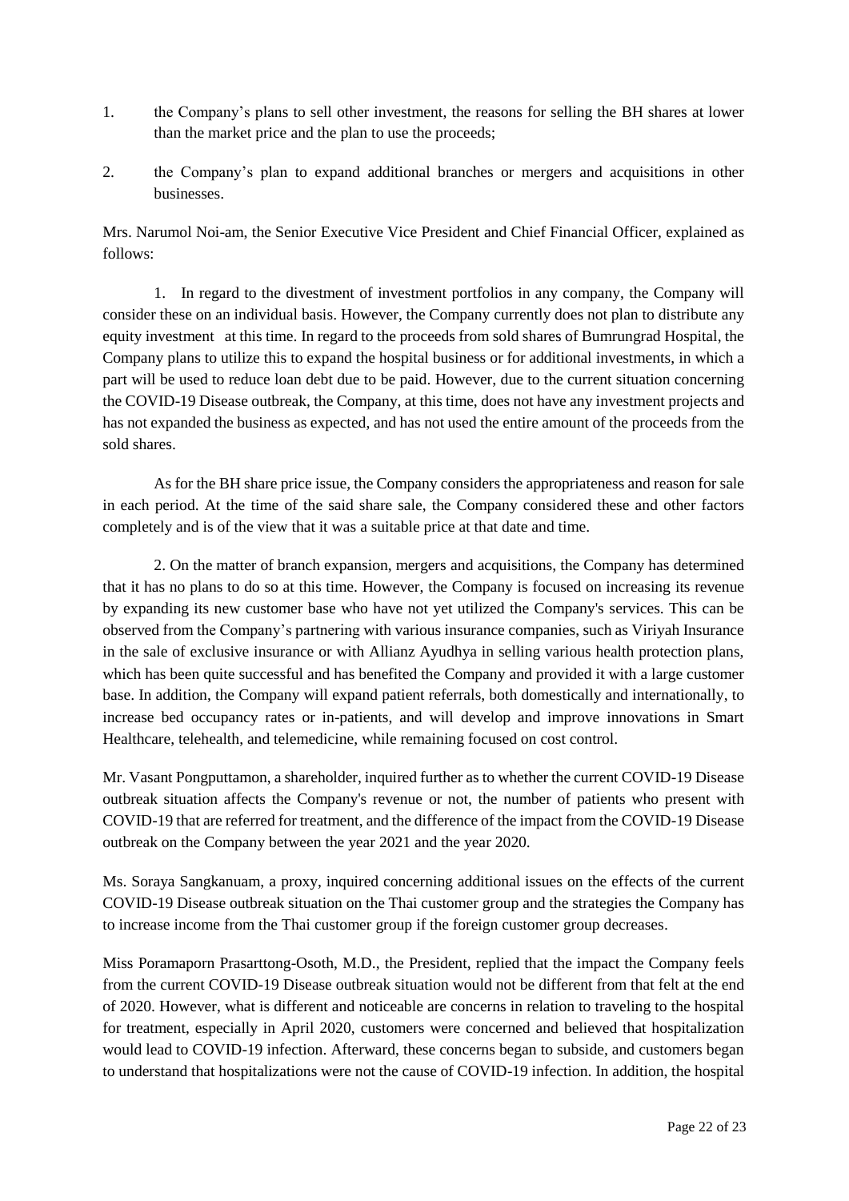1. the Company's plans to sell other investment, the reasons for selling the BH shares at lower than the market price and the plan to use the proceeds;

2. the Company's plan to expand additional branches or mergers and acquisitions in other businesses.

Mrs. Narumol Noi-am, the Senior Executive Vice President and Chief Financial Officer, explained as follows:

1. In regard to the divestment of investment portfolios in any company, the Company will consider these on an individual basis. However, the Company currently does not plan to distribute any equity investment at this time. In regard to the proceeds from sold shares of Bumrungrad Hospital, the Company plans to utilize this to expand the hospital business or for additional investments, in which a part will be used to reduce loan debt due to be paid. However, due to the current situation concerning the COVID-19 Disease outbreak, the Company, at this time, does not have any investment projects and has not expanded the business as expected, and has not used the entire amount of the proceeds from the sold shares.

As for the BH share price issue, the Company considers the appropriateness and reason for sale in each period. At the time of the said share sale, the Company considered these and other factors completely and is of the view that it was a suitable price at that date and time.

2. On the matter of branch expansion, mergers and acquisitions, the Company has determined that it has no plans to do so at this time. However, the Company is focused on increasing its revenue by expanding its new customer base who have not yet utilized the Company's services. This can be observed from the Company's partnering with various insurance companies, such as Viriyah Insurance in the sale of exclusive insurance or with Allianz Ayudhya in selling various health protection plans, which has been quite successful and has benefited the Company and provided it with a large customer base. In addition, the Company will expand patient referrals, both domestically and internationally, to increase bed occupancy rates or in-patients, and will develop and improve innovations in Smart Healthcare, telehealth, and telemedicine, while remaining focused on cost control.

Mr. Vasant Pongputtamon, a shareholder, inquired further as to whether the current COVID-19 Disease outbreak situation affects the Company's revenue or not, the number of patients who present with COVID-19 that are referred for treatment, and the difference of the impact from the COVID-19 Disease outbreak on the Company between the year 2021 and the year 2020.

Ms. Soraya Sangkanuam, a proxy, inquired concerning additional issues on the effects of the current COVID-19 Disease outbreak situation on the Thai customer group and the strategies the Company has to increase income from the Thai customer group if the foreign customer group decreases.

Miss Poramaporn Prasarttong-Osoth, M.D., the President, replied that the impact the Company feels from the current COVID-19 Disease outbreak situation would not be different from that felt at the end of 2020. However, what is different and noticeable are concerns in relation to traveling to the hospital for treatment, especially in April 2020, customers were concerned and believed that hospitalization would lead to COVID-19 infection. Afterward, these concerns began to subside, and customers began to understand that hospitalizations were not the cause of COVID-19 infection. In addition, the hospital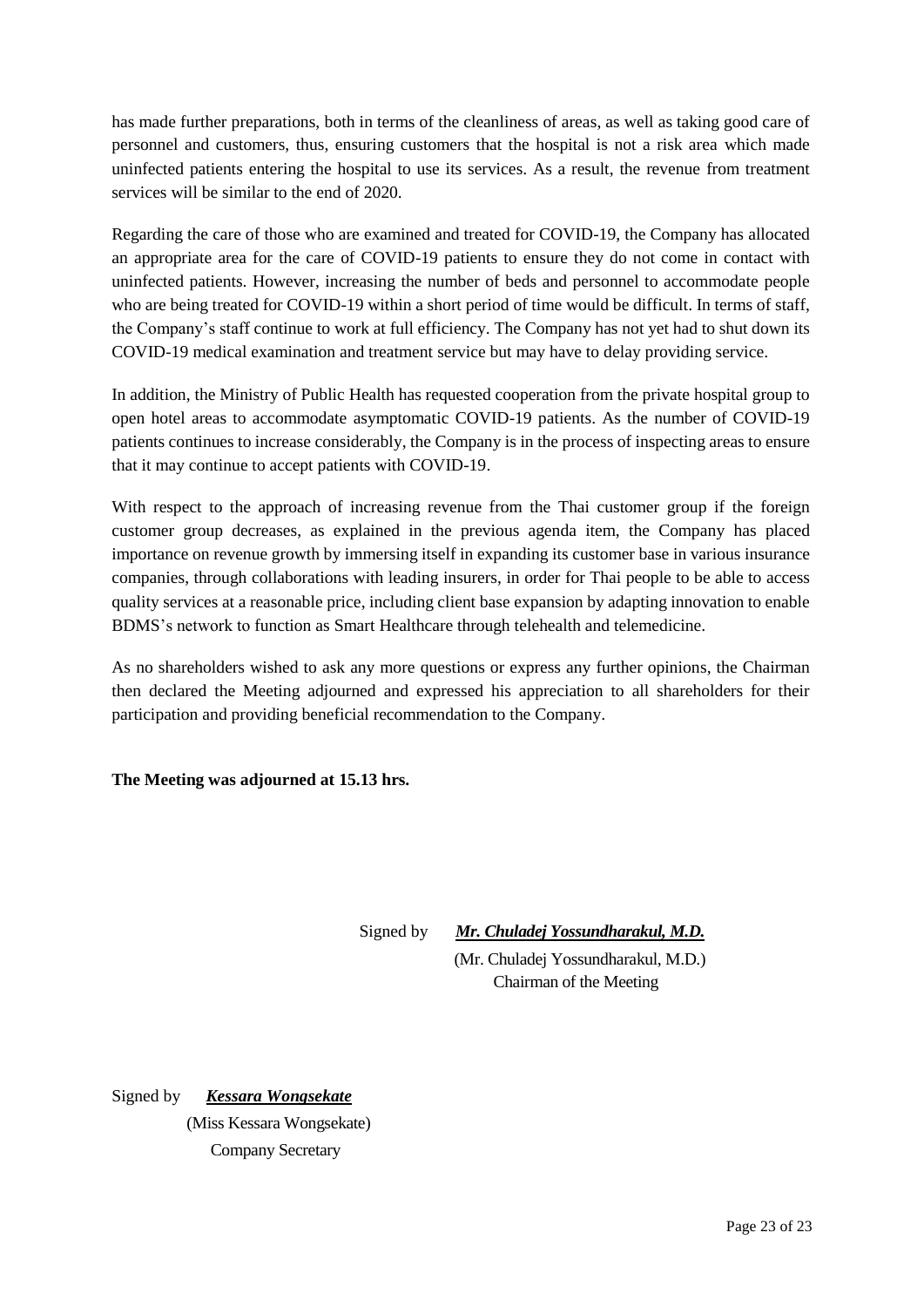has made further preparations, both in terms of the cleanliness of areas, as well as taking good care of personnel and customers, thus, ensuring customers that the hospital is not a risk area which made uninfected patients entering the hospital to use its services. As a result, the revenue from treatment services will be similar to the end of 2020.

Regarding the care of those who are examined and treated for COVID-19, the Company has allocated an appropriate area for the care of COVID-19 patients to ensure they do not come in contact with uninfected patients. However, increasing the number of beds and personnel to accommodate people who are being treated for COVID-19 within a short period of time would be difficult. In terms of staff, the Company's staff continue to work at full efficiency. The Company has not yet had to shut down its COVID-19 medical examination and treatment service but may have to delay providing service.

In addition, the Ministry of Public Health has requested cooperation from the private hospital group to open hotel areas to accommodate asymptomatic COVID-19 patients. As the number of COVID-19 patients continues to increase considerably, the Company is in the process of inspecting areas to ensure that it may continue to accept patients with COVID-19.

With respect to the approach of increasing revenue from the Thai customer group if the foreign customer group decreases, as explained in the previous agenda item, the Company has placed importance on revenue growth by immersing itself in expanding its customer base in various insurance companies, through collaborations with leading insurers, in order for Thai people to be able to access quality services at a reasonable price, including client base expansion by adapting innovation to enable BDMS's network to function as Smart Healthcare through telehealth and telemedicine.

As no shareholders wished to ask any more questions or express any further opinions, the Chairman then declared the Meeting adjourned and expressed his appreciation to all shareholders for their participation and providing beneficial recommendation to the Company.

**The Meeting was adjourned at 15.13 hrs.**

Signed by ***Mr. Chuladej Yossundharakul, M.D.***
(Mr. Chuladej Yossundharakul, M.D.)
Chairman of the Meeting

Signed by ***Kessara Wongsekate***
(Miss Kessara Wongsekate)
Company Secretary